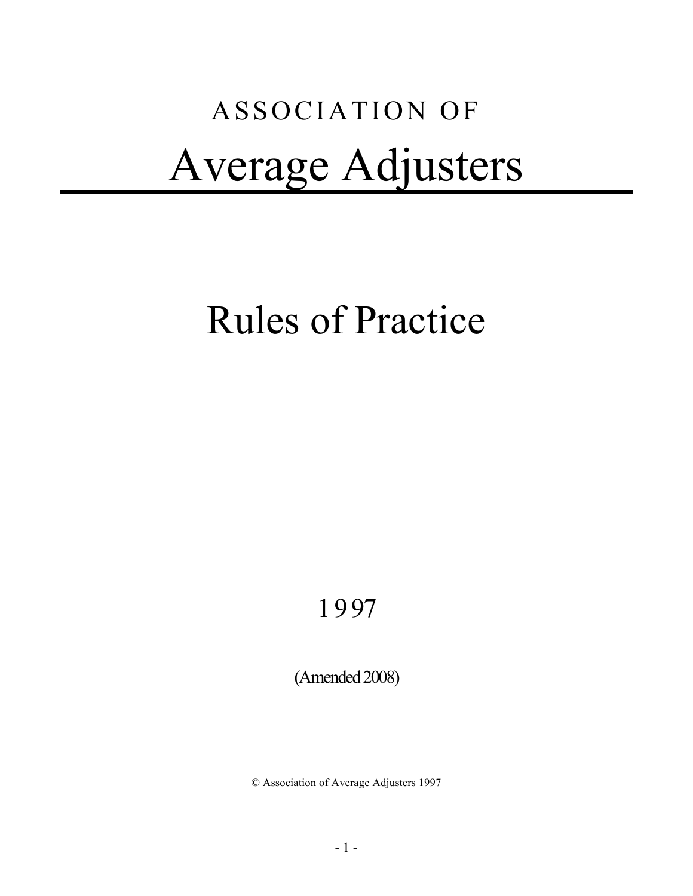ASSOCIATION OF

# Average Adjusters

# Rules of Practice

1997

(Amended 2008)

© Association of Average Adjusters 1997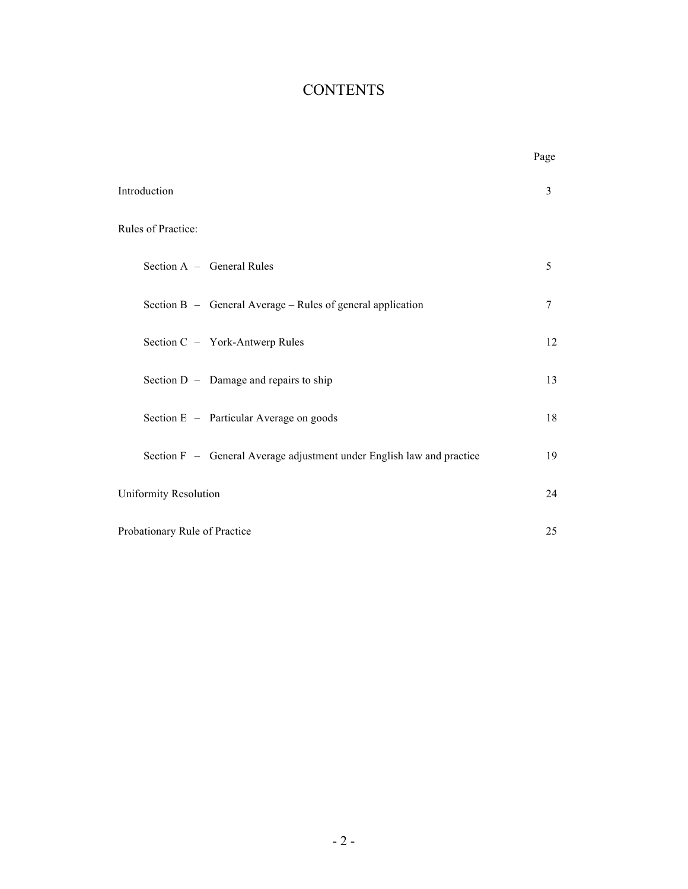# CONTENTS

| | Page |
|---|---|
| Introduction | 3 |
| Rules of Practice: | |
| Section A – General Rules | 5 |
| Section B – General Average – Rules of general application | 7 |
| Section C – York-Antwerp Rules | 12 |
| Section D – Damage and repairs to ship | 13 |
| Section E – Particular Average on goods | 18 |
| Section F – General Average adjustment under English law and practice | 19 |
| Uniformity Resolution | 24 |
| Probationary Rule of Practice | 25 |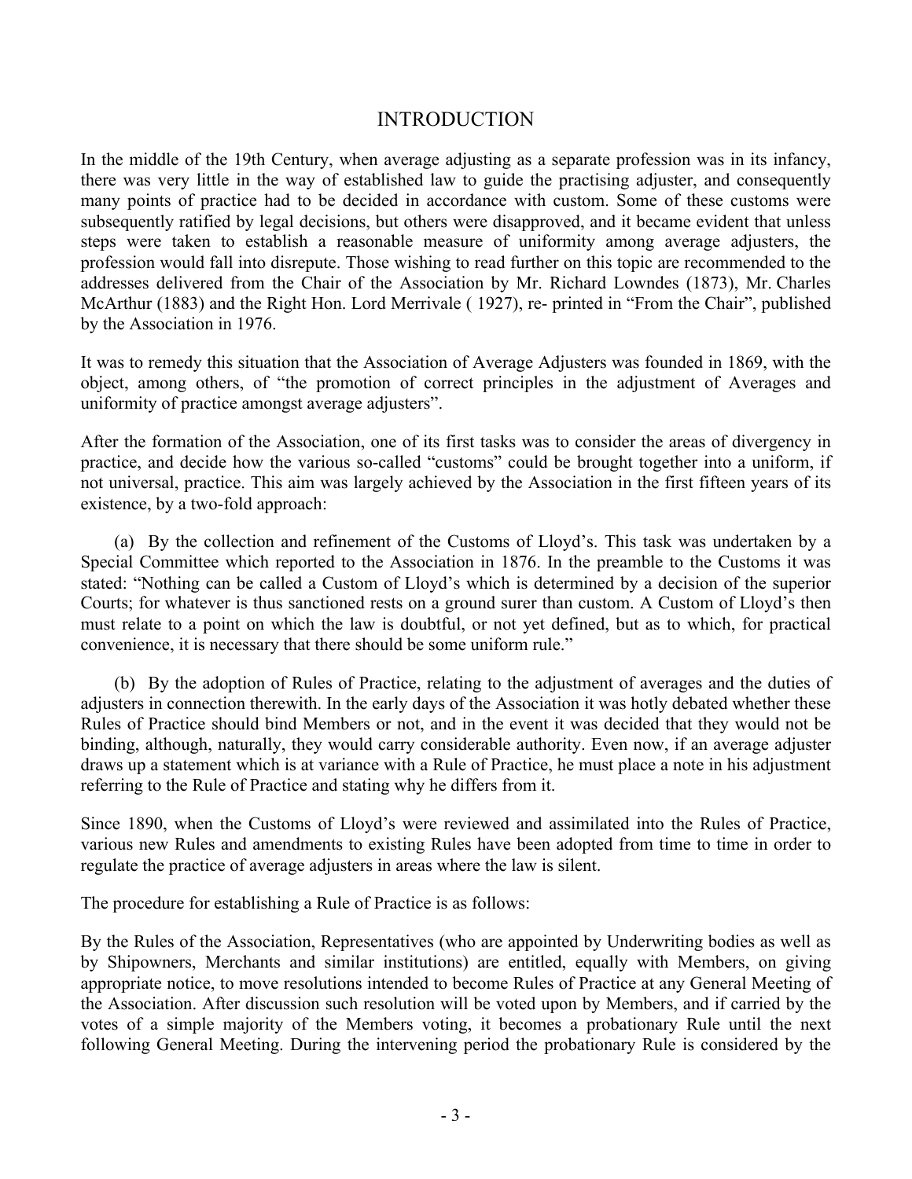# INTRODUCTION

In the middle of the 19th Century, when average adjusting as a separate profession was in its infancy, there was very little in the way of established law to guide the practising adjuster, and consequently many points of practice had to be decided in accordance with custom. Some of these customs were subsequently ratified by legal decisions, but others were disapproved, and it became evident that unless steps were taken to establish a reasonable measure of uniformity among average adjusters, the profession would fall into disrepute. Those wishing to read further on this topic are recommended to the addresses delivered from the Chair of the Association by Mr. Richard Lowndes (1873), Mr. Charles McArthur (1883) and the Right Hon. Lord Merrivale ( 1927), re- printed in "From the Chair", published by the Association in 1976.

It was to remedy this situation that the Association of Average Adjusters was founded in 1869, with the object, among others, of "the promotion of correct principles in the adjustment of Averages and uniformity of practice amongst average adjusters".

After the formation of the Association, one of its first tasks was to consider the areas of divergency in practice, and decide how the various so-called "customs" could be brought together into a uniform, if not universal, practice. This aim was largely achieved by the Association in the first fifteen years of its existence, by a two-fold approach:

(a) By the collection and refinement of the Customs of Lloyd's. This task was undertaken by a Special Committee which reported to the Association in 1876. In the preamble to the Customs it was stated: "Nothing can be called a Custom of Lloyd's which is determined by a decision of the superior Courts; for whatever is thus sanctioned rests on a ground surer than custom. A Custom of Lloyd's then must relate to a point on which the law is doubtful, or not yet defined, but as to which, for practical convenience, it is necessary that there should be some uniform rule."

(b) By the adoption of Rules of Practice, relating to the adjustment of averages and the duties of adjusters in connection therewith. In the early days of the Association it was hotly debated whether these Rules of Practice should bind Members or not, and in the event it was decided that they would not be binding, although, naturally, they would carry considerable authority. Even now, if an average adjuster draws up a statement which is at variance with a Rule of Practice, he must place a note in his adjustment referring to the Rule of Practice and stating why he differs from it.

Since 1890, when the Customs of Lloyd's were reviewed and assimilated into the Rules of Practice, various new Rules and amendments to existing Rules have been adopted from time to time in order to regulate the practice of average adjusters in areas where the law is silent.

The procedure for establishing a Rule of Practice is as follows:

By the Rules of the Association, Representatives (who are appointed by Underwriting bodies as well as by Shipowners, Merchants and similar institutions) are entitled, equally with Members, on giving appropriate notice, to move resolutions intended to become Rules of Practice at any General Meeting of the Association. After discussion such resolution will be voted upon by Members, and if carried by the votes of a simple majority of the Members voting, it becomes a probationary Rule until the next following General Meeting. During the intervening period the probationary Rule is considered by the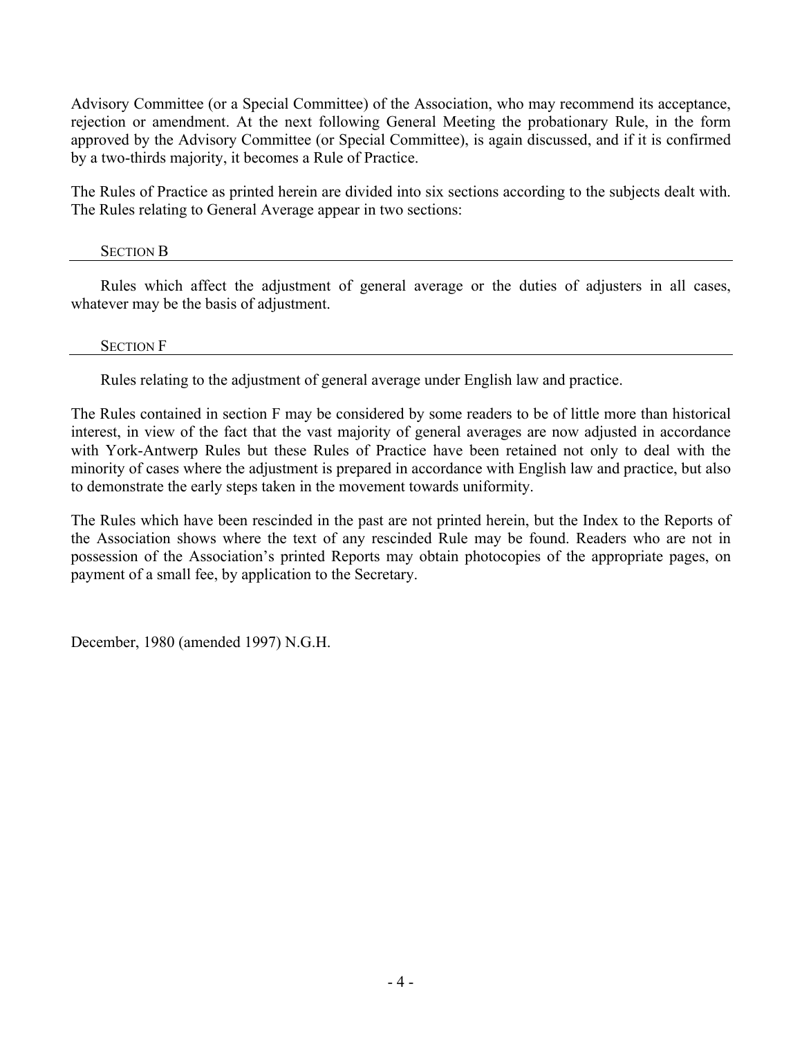Advisory Committee (or a Special Committee) of the Association, who may recommend its acceptance, rejection or amendment. At the next following General Meeting the probationary Rule, in the form approved by the Advisory Committee (or Special Committee), is again discussed, and if it is confirmed by a two-thirds majority, it becomes a Rule of Practice.

The Rules of Practice as printed herein are divided into six sections according to the subjects dealt with. The Rules relating to General Average appear in two sections:

### SECTION B

Rules which affect the adjustment of general average or the duties of adjusters in all cases, whatever may be the basis of adjustment.

### SECTION F

Rules relating to the adjustment of general average under English law and practice.

The Rules contained in section F may be considered by some readers to be of little more than historical interest, in view of the fact that the vast majority of general averages are now adjusted in accordance with York-Antwerp Rules but these Rules of Practice have been retained not only to deal with the minority of cases where the adjustment is prepared in accordance with English law and practice, but also to demonstrate the early steps taken in the movement towards uniformity.

The Rules which have been rescinded in the past are not printed herein, but the Index to the Reports of the Association shows where the text of any rescinded Rule may be found. Readers who are not in possession of the Association's printed Reports may obtain photocopies of the appropriate pages, on payment of a small fee, by application to the Secretary.

December, 1980 (amended 1997) N.G.H.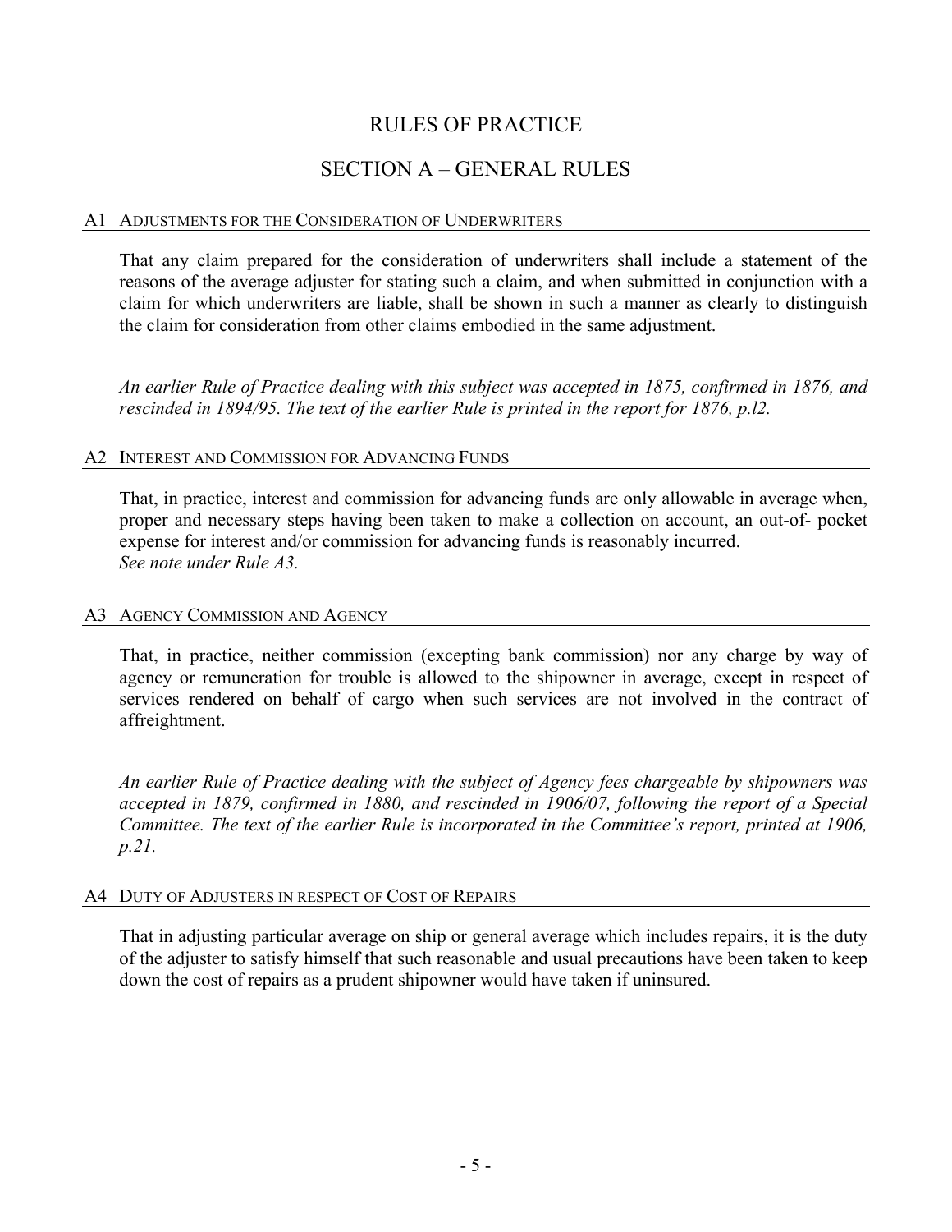# RULES OF PRACTICE

## SECTION A – GENERAL RULES

### A1 ADJUSTMENTS FOR THE CONSIDERATION OF UNDERWRITERS

That any claim prepared for the consideration of underwriters shall include a statement of the reasons of the average adjuster for stating such a claim, and when submitted in conjunction with a claim for which underwriters are liable, shall be shown in such a manner as clearly to distinguish the claim for consideration from other claims embodied in the same adjustment.

*An earlier Rule of Practice dealing with this subject was accepted in 1875, confirmed in 1876, and rescinded in 1894/95. The text of the earlier Rule is printed in the report for 1876, p.l2.*

### A2 INTEREST AND COMMISSION FOR ADVANCING FUNDS

That, in practice, interest and commission for advancing funds are only allowable in average when, proper and necessary steps having been taken to make a collection on account, an out-of- pocket expense for interest and/or commission for advancing funds is reasonably incurred.
*See note under Rule A3.*

### A3 AGENCY COMMISSION AND AGENCY

That, in practice, neither commission (excepting bank commission) nor any charge by way of agency or remuneration for trouble is allowed to the shipowner in average, except in respect of services rendered on behalf of cargo when such services are not involved in the contract of affreightment.

*An earlier Rule of Practice dealing with the subject of Agency fees chargeable by shipowners was accepted in 1879, confirmed in 1880, and rescinded in 1906/07, following the report of a Special Committee. The text of the earlier Rule is incorporated in the Committee's report, printed at 1906, p.21.*

### A4 DUTY OF ADJUSTERS IN RESPECT OF COST OF REPAIRS

That in adjusting particular average on ship or general average which includes repairs, it is the duty of the adjuster to satisfy himself that such reasonable and usual precautions have been taken to keep down the cost of repairs as a prudent shipowner would have taken if uninsured.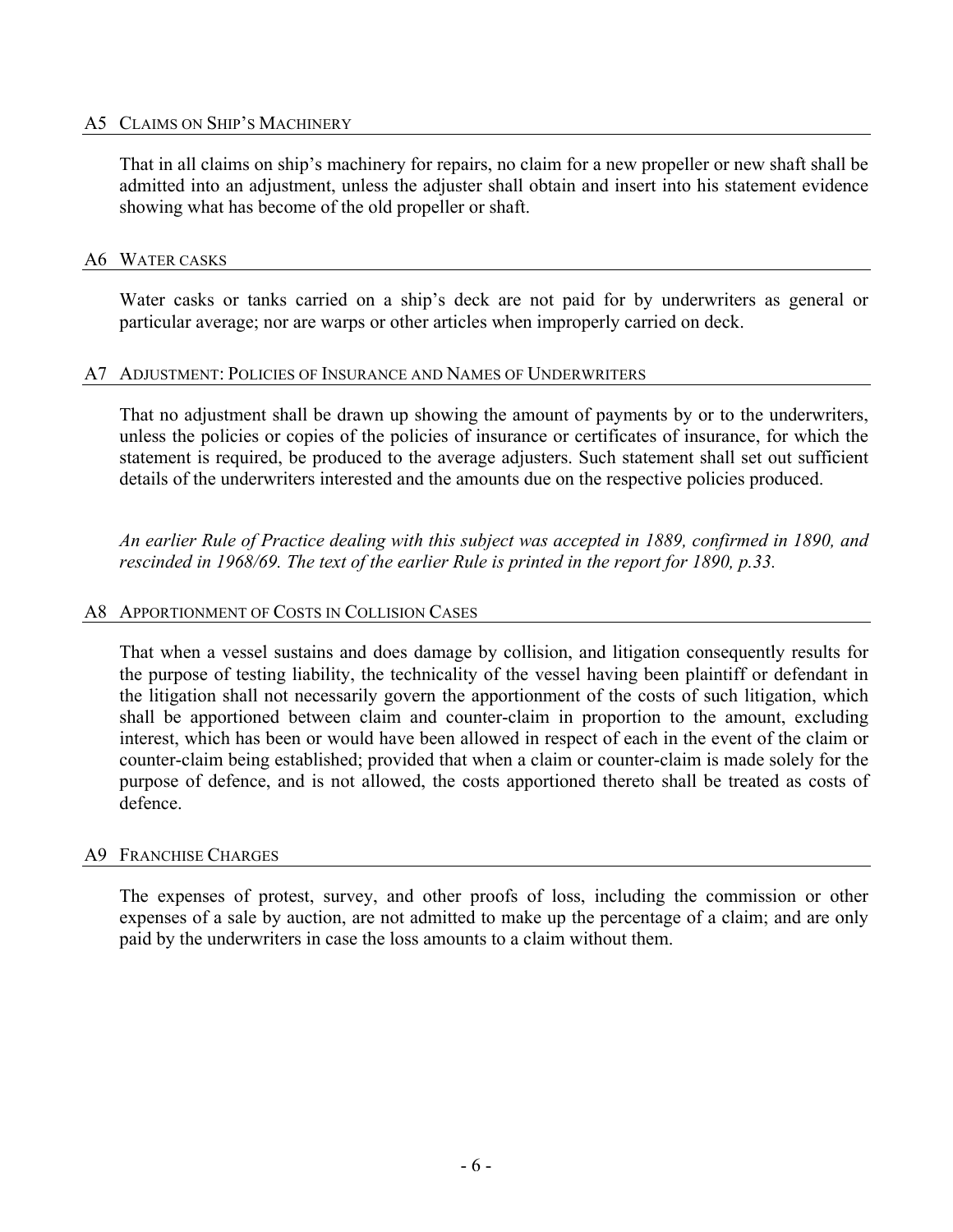## A5 CLAIMS ON SHIP'S MACHINERY

That in all claims on ship's machinery for repairs, no claim for a new propeller or new shaft shall be admitted into an adjustment, unless the adjuster shall obtain and insert into his statement evidence showing what has become of the old propeller or shaft.

## A6 WATER CASKS

Water casks or tanks carried on a ship's deck are not paid for by underwriters as general or particular average; nor are warps or other articles when improperly carried on deck.

## A7 ADJUSTMENT: POLICIES OF INSURANCE AND NAMES OF UNDERWRITERS

That no adjustment shall be drawn up showing the amount of payments by or to the underwriters, unless the policies or copies of the policies of insurance or certificates of insurance, for which the statement is required, be produced to the average adjusters. Such statement shall set out sufficient details of the underwriters interested and the amounts due on the respective policies produced.

*An earlier Rule of Practice dealing with this subject was accepted in 1889, confirmed in 1890, and rescinded in 1968/69. The text of the earlier Rule is printed in the report for 1890, p.33.*

## A8 APPORTIONMENT OF COSTS IN COLLISION CASES

That when a vessel sustains and does damage by collision, and litigation consequently results for the purpose of testing liability, the technicality of the vessel having been plaintiff or defendant in the litigation shall not necessarily govern the apportionment of the costs of such litigation, which shall be apportioned between claim and counter-claim in proportion to the amount, excluding interest, which has been or would have been allowed in respect of each in the event of the claim or counter-claim being established; provided that when a claim or counter-claim is made solely for the purpose of defence, and is not allowed, the costs apportioned thereto shall be treated as costs of defence.

## A9 FRANCHISE CHARGES

The expenses of protest, survey, and other proofs of loss, including the commission or other expenses of a sale by auction, are not admitted to make up the percentage of a claim; and are only paid by the underwriters in case the loss amounts to a claim without them.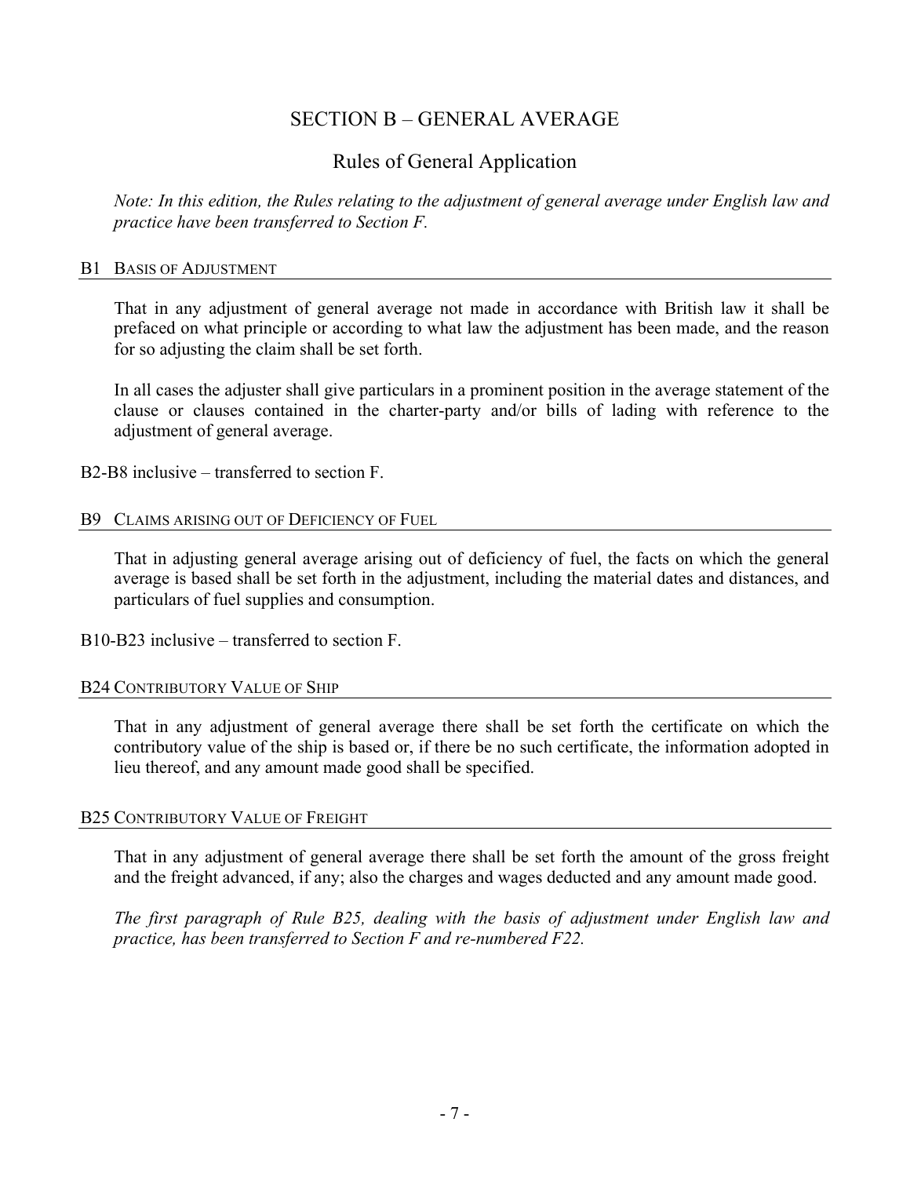# SECTION B – GENERAL AVERAGE

## Rules of General Application

*Note: In this edition, the Rules relating to the adjustment of general average under English law and practice have been transferred to Section F.*

### B1 Basis of Adjustment

That in any adjustment of general average not made in accordance with British law it shall be prefaced on what principle or according to what law the adjustment has been made, and the reason for so adjusting the claim shall be set forth.

In all cases the adjuster shall give particulars in a prominent position in the average statement of the clause or clauses contained in the charter-party and/or bills of lading with reference to the adjustment of general average.

B2-B8 inclusive – transferred to section F.

### B9 Claims arising out of Deficiency of Fuel

That in adjusting general average arising out of deficiency of fuel, the facts on which the general average is based shall be set forth in the adjustment, including the material dates and distances, and particulars of fuel supplies and consumption.

B10-B23 inclusive – transferred to section F.

### B24 Contributory Value of Ship

That in any adjustment of general average there shall be set forth the certificate on which the contributory value of the ship is based or, if there be no such certificate, the information adopted in lieu thereof, and any amount made good shall be specified.

### B25 Contributory Value of Freight

That in any adjustment of general average there shall be set forth the amount of the gross freight and the freight advanced, if any; also the charges and wages deducted and any amount made good.

*The first paragraph of Rule B25, dealing with the basis of adjustment under English law and practice, has been transferred to Section F and re-numbered F22.*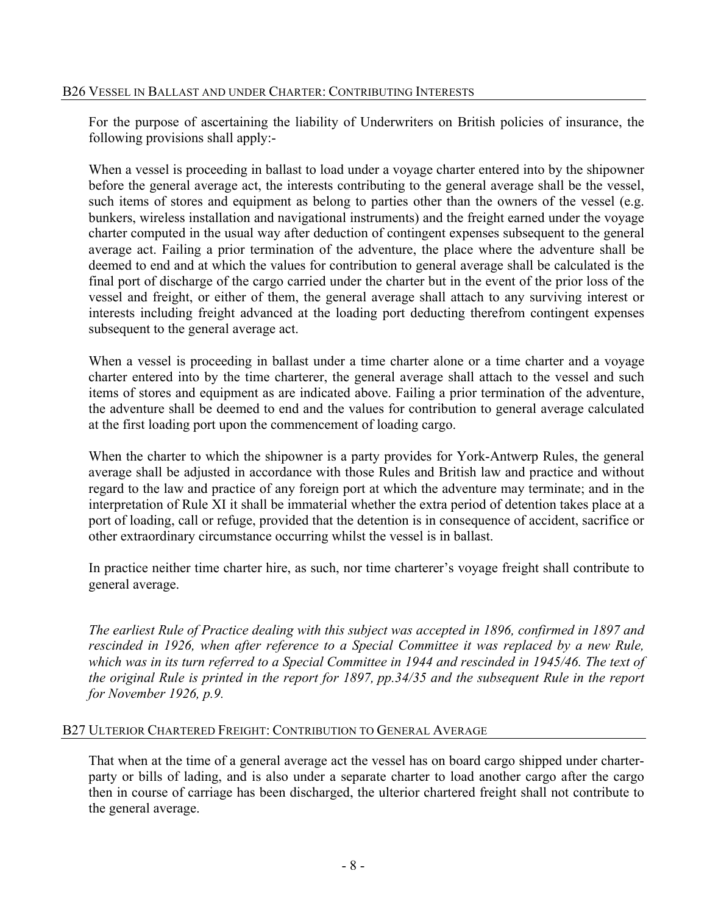## B26 VESSEL IN BALLAST AND UNDER CHARTER: CONTRIBUTING INTERESTS

For the purpose of ascertaining the liability of Underwriters on British policies of insurance, the following provisions shall apply:-

When a vessel is proceeding in ballast to load under a voyage charter entered into by the shipowner before the general average act, the interests contributing to the general average shall be the vessel, such items of stores and equipment as belong to parties other than the owners of the vessel (e.g. bunkers, wireless installation and navigational instruments) and the freight earned under the voyage charter computed in the usual way after deduction of contingent expenses subsequent to the general average act. Failing a prior termination of the adventure, the place where the adventure shall be deemed to end and at which the values for contribution to general average shall be calculated is the final port of discharge of the cargo carried under the charter but in the event of the prior loss of the vessel and freight, or either of them, the general average shall attach to any surviving interest or interests including freight advanced at the loading port deducting therefrom contingent expenses subsequent to the general average act.

When a vessel is proceeding in ballast under a time charter alone or a time charter and a voyage charter entered into by the time charterer, the general average shall attach to the vessel and such items of stores and equipment as are indicated above. Failing a prior termination of the adventure, the adventure shall be deemed to end and the values for contribution to general average calculated at the first loading port upon the commencement of loading cargo.

When the charter to which the shipowner is a party provides for York-Antwerp Rules, the general average shall be adjusted in accordance with those Rules and British law and practice and without regard to the law and practice of any foreign port at which the adventure may terminate; and in the interpretation of Rule XI it shall be immaterial whether the extra period of detention takes place at a port of loading, call or refuge, provided that the detention is in consequence of accident, sacrifice or other extraordinary circumstance occurring whilst the vessel is in ballast.

In practice neither time charter hire, as such, nor time charterer's voyage freight shall contribute to general average.

*The earliest Rule of Practice dealing with this subject was accepted in 1896, confirmed in 1897 and rescinded in 1926, when after reference to a Special Committee it was replaced by a new Rule, which was in its turn referred to a Special Committee in 1944 and rescinded in 1945/46. The text of the original Rule is printed in the report for 1897, pp.34/35 and the subsequent Rule in the report for November 1926, p.9.*

## B27 ULTERIOR CHARTERED FREIGHT: CONTRIBUTION TO GENERAL AVERAGE

That when at the time of a general average act the vessel has on board cargo shipped under charter-party or bills of lading, and is also under a separate charter to load another cargo after the cargo then in course of carriage has been discharged, the ulterior chartered freight shall not contribute to the general average.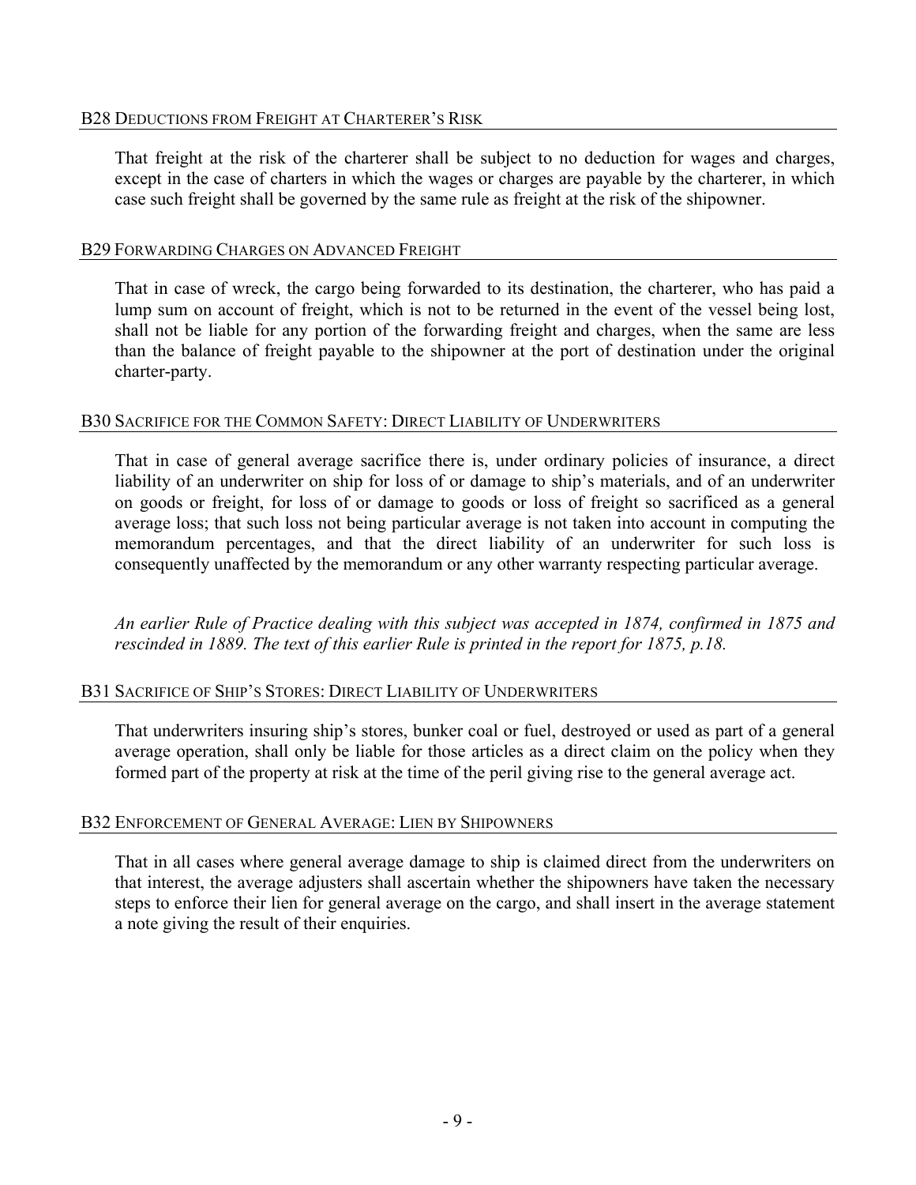### B28 Deductions from Freight at Charterer's Risk

That freight at the risk of the charterer shall be subject to no deduction for wages and charges, except in the case of charters in which the wages or charges are payable by the charterer, in which case such freight shall be governed by the same rule as freight at the risk of the shipowner.

### B29 Forwarding Charges on Advanced Freight

That in case of wreck, the cargo being forwarded to its destination, the charterer, who has paid a lump sum on account of freight, which is not to be returned in the event of the vessel being lost, shall not be liable for any portion of the forwarding freight and charges, when the same are less than the balance of freight payable to the shipowner at the port of destination under the original charter-party.

### B30 Sacrifice for the Common Safety: Direct Liability of Underwriters

That in case of general average sacrifice there is, under ordinary policies of insurance, a direct liability of an underwriter on ship for loss of or damage to ship's materials, and of an underwriter on goods or freight, for loss of or damage to goods or loss of freight so sacrificed as a general average loss; that such loss not being particular average is not taken into account in computing the memorandum percentages, and that the direct liability of an underwriter for such loss is consequently unaffected by the memorandum or any other warranty respecting particular average.

*An earlier Rule of Practice dealing with this subject was accepted in 1874, confirmed in 1875 and rescinded in 1889. The text of this earlier Rule is printed in the report for 1875, p.18.*

### B31 Sacrifice of Ship's Stores: Direct Liability of Underwriters

That underwriters insuring ship's stores, bunker coal or fuel, destroyed or used as part of a general average operation, shall only be liable for those articles as a direct claim on the policy when they formed part of the property at risk at the time of the peril giving rise to the general average act.

### B32 Enforcement of General Average: Lien by Shipowners

That in all cases where general average damage to ship is claimed direct from the underwriters on that interest, the average adjusters shall ascertain whether the shipowners have taken the necessary steps to enforce their lien for general average on the cargo, and shall insert in the average statement a note giving the result of their enquiries.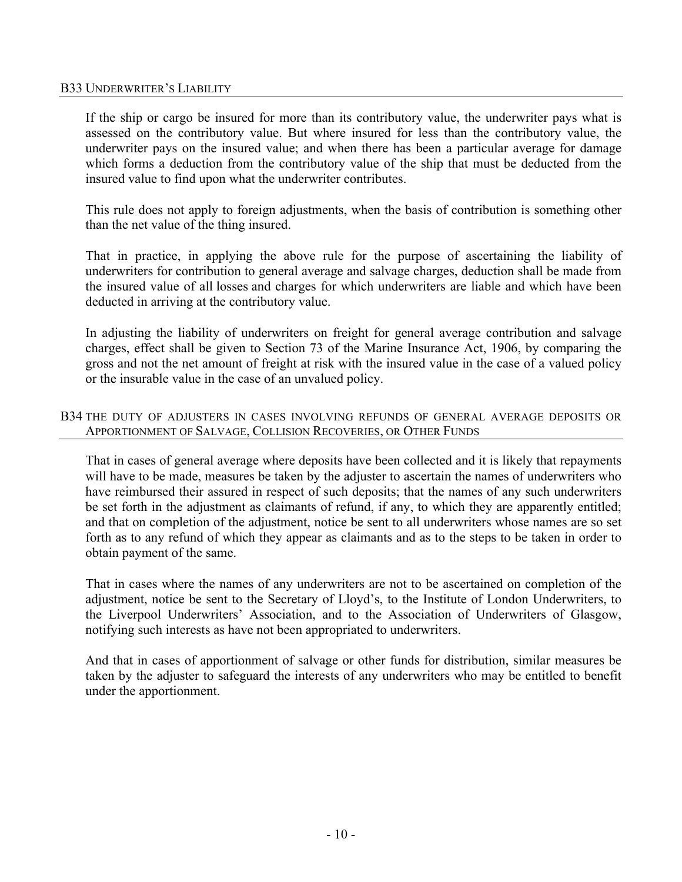## B33 Underwriter's Liability

If the ship or cargo be insured for more than its contributory value, the underwriter pays what is assessed on the contributory value. But where insured for less than the contributory value, the underwriter pays on the insured value; and when there has been a particular average for damage which forms a deduction from the contributory value of the ship that must be deducted from the insured value to find upon what the underwriter contributes.

This rule does not apply to foreign adjustments, when the basis of contribution is something other than the net value of the thing insured.

That in practice, in applying the above rule for the purpose of ascertaining the liability of underwriters for contribution to general average and salvage charges, deduction shall be made from the insured value of all losses and charges for which underwriters are liable and which have been deducted in arriving at the contributory value.

In adjusting the liability of underwriters on freight for general average contribution and salvage charges, effect shall be given to Section 73 of the Marine Insurance Act, 1906, by comparing the gross and not the net amount of freight at risk with the insured value in the case of a valued policy or the insurable value in the case of an unvalued policy.

## B34 The Duty of Adjusters in Cases Involving Refunds of General Average Deposits or Apportionment of Salvage, Collision Recoveries, or Other Funds

That in cases of general average where deposits have been collected and it is likely that repayments will have to be made, measures be taken by the adjuster to ascertain the names of underwriters who have reimbursed their assured in respect of such deposits; that the names of any such underwriters be set forth in the adjustment as claimants of refund, if any, to which they are apparently entitled; and that on completion of the adjustment, notice be sent to all underwriters whose names are so set forth as to any refund of which they appear as claimants and as to the steps to be taken in order to obtain payment of the same.

That in cases where the names of any underwriters are not to be ascertained on completion of the adjustment, notice be sent to the Secretary of Lloyd's, to the Institute of London Underwriters, to the Liverpool Underwriters' Association, and to the Association of Underwriters of Glasgow, notifying such interests as have not been appropriated to underwriters.

And that in cases of apportionment of salvage or other funds for distribution, similar measures be taken by the adjuster to safeguard the interests of any underwriters who may be entitled to benefit under the apportionment.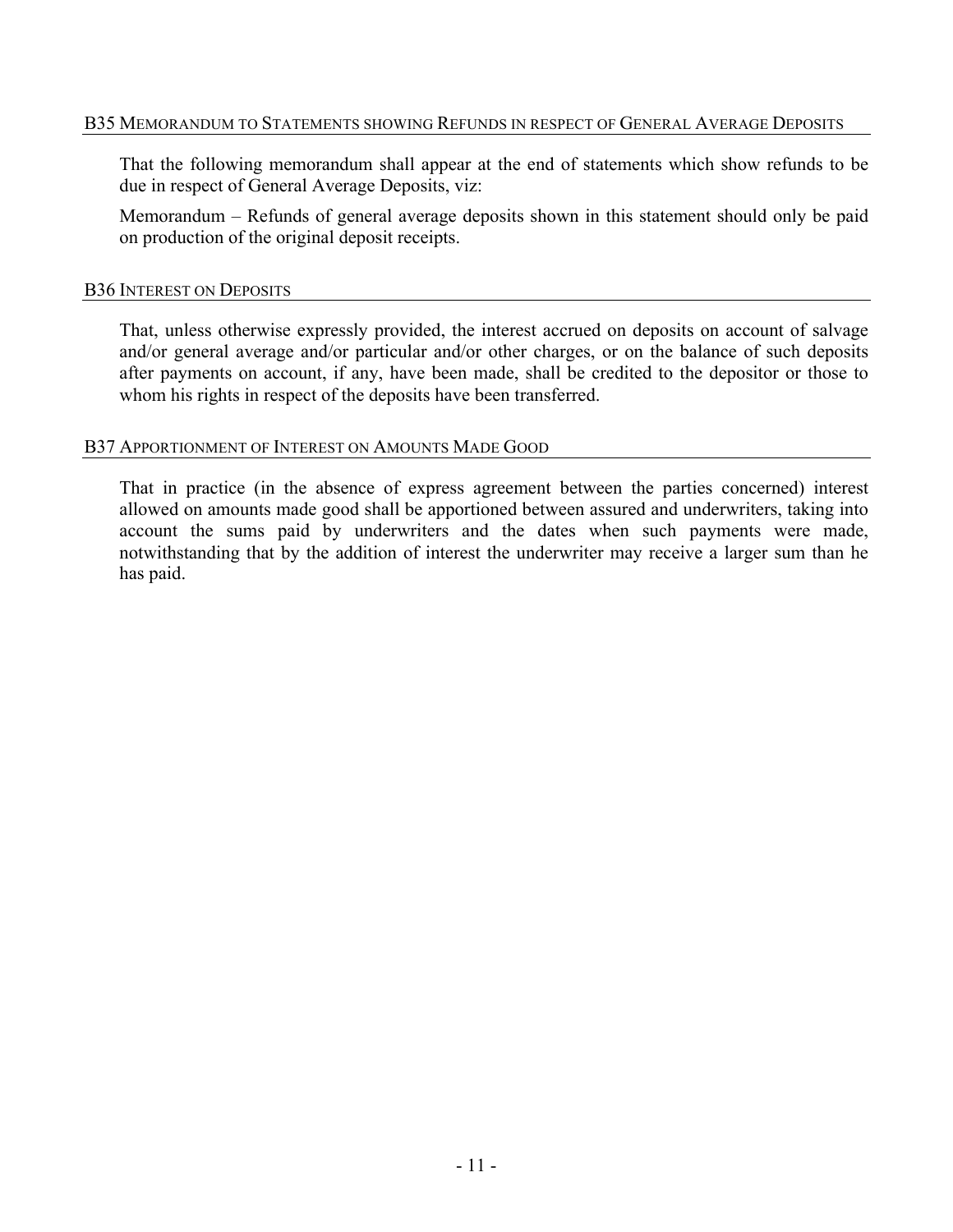### B35 Memorandum to Statements showing Refunds in respect of General Average Deposits

That the following memorandum shall appear at the end of statements which show refunds to be due in respect of General Average Deposits, viz:

Memorandum – Refunds of general average deposits shown in this statement should only be paid on production of the original deposit receipts.

### B36 Interest on Deposits

That, unless otherwise expressly provided, the interest accrued on deposits on account of salvage and/or general average and/or particular and/or other charges, or on the balance of such deposits after payments on account, if any, have been made, shall be credited to the depositor or those to whom his rights in respect of the deposits have been transferred.

### B37 Apportionment of Interest on Amounts Made Good

That in practice (in the absence of express agreement between the parties concerned) interest allowed on amounts made good shall be apportioned between assured and underwriters, taking into account the sums paid by underwriters and the dates when such payments were made, notwithstanding that by the addition of interest the underwriter may receive a larger sum than he has paid.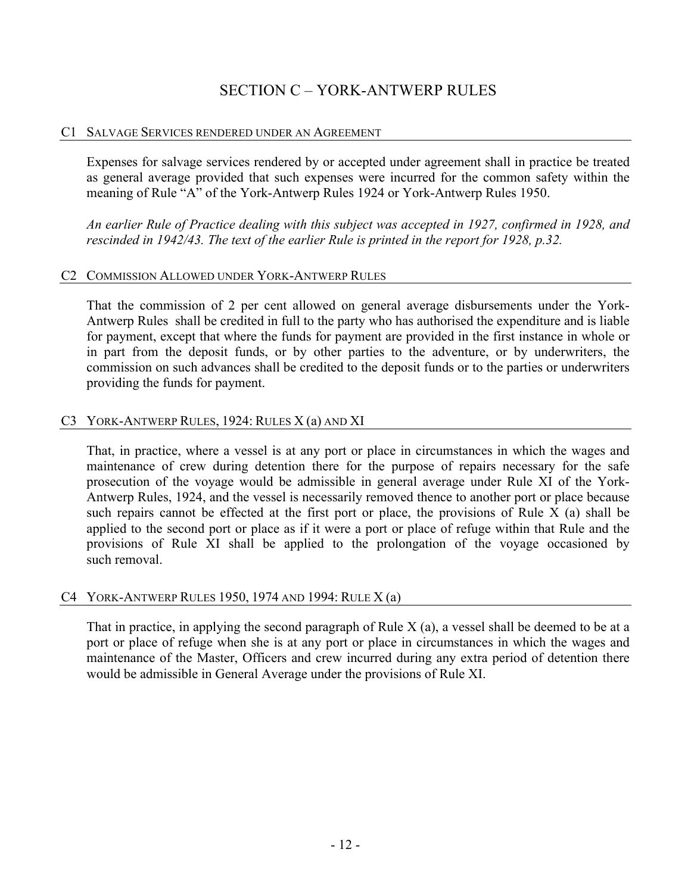# SECTION C – YORK-ANTWERP RULES

## C1 SALVAGE SERVICES RENDERED UNDER AN AGREEMENT

Expenses for salvage services rendered by or accepted under agreement shall in practice be treated as general average provided that such expenses were incurred for the common safety within the meaning of Rule “A” of the York-Antwerp Rules 1924 or York-Antwerp Rules 1950.

*An earlier Rule of Practice dealing with this subject was accepted in 1927, confirmed in 1928, and rescinded in 1942/43. The text of the earlier Rule is printed in the report for 1928, p.32.*

## C2 COMMISSION ALLOWED UNDER YORK-ANTWERP RULES

That the commission of 2 per cent allowed on general average disbursements under the York-Antwerp Rules shall be credited in full to the party who has authorised the expenditure and is liable for payment, except that where the funds for payment are provided in the first instance in whole or in part from the deposit funds, or by other parties to the adventure, or by underwriters, the commission on such advances shall be credited to the deposit funds or to the parties or underwriters providing the funds for payment.

## C3 YORK-ANTWERP RULES, 1924: RULES X (a) AND XI

That, in practice, where a vessel is at any port or place in circumstances in which the wages and maintenance of crew during detention there for the purpose of repairs necessary for the safe prosecution of the voyage would be admissible in general average under Rule XI of the York-Antwerp Rules, 1924, and the vessel is necessarily removed thence to another port or place because such repairs cannot be effected at the first port or place, the provisions of Rule X (a) shall be applied to the second port or place as if it were a port or place of refuge within that Rule and the provisions of Rule XI shall be applied to the prolongation of the voyage occasioned by such removal.

## C4 YORK-ANTWERP RULES 1950, 1974 AND 1994: RULE X (a)

That in practice, in applying the second paragraph of Rule X (a), a vessel shall be deemed to be at a port or place of refuge when she is at any port or place in circumstances in which the wages and maintenance of the Master, Officers and crew incurred during any extra period of detention there would be admissible in General Average under the provisions of Rule XI.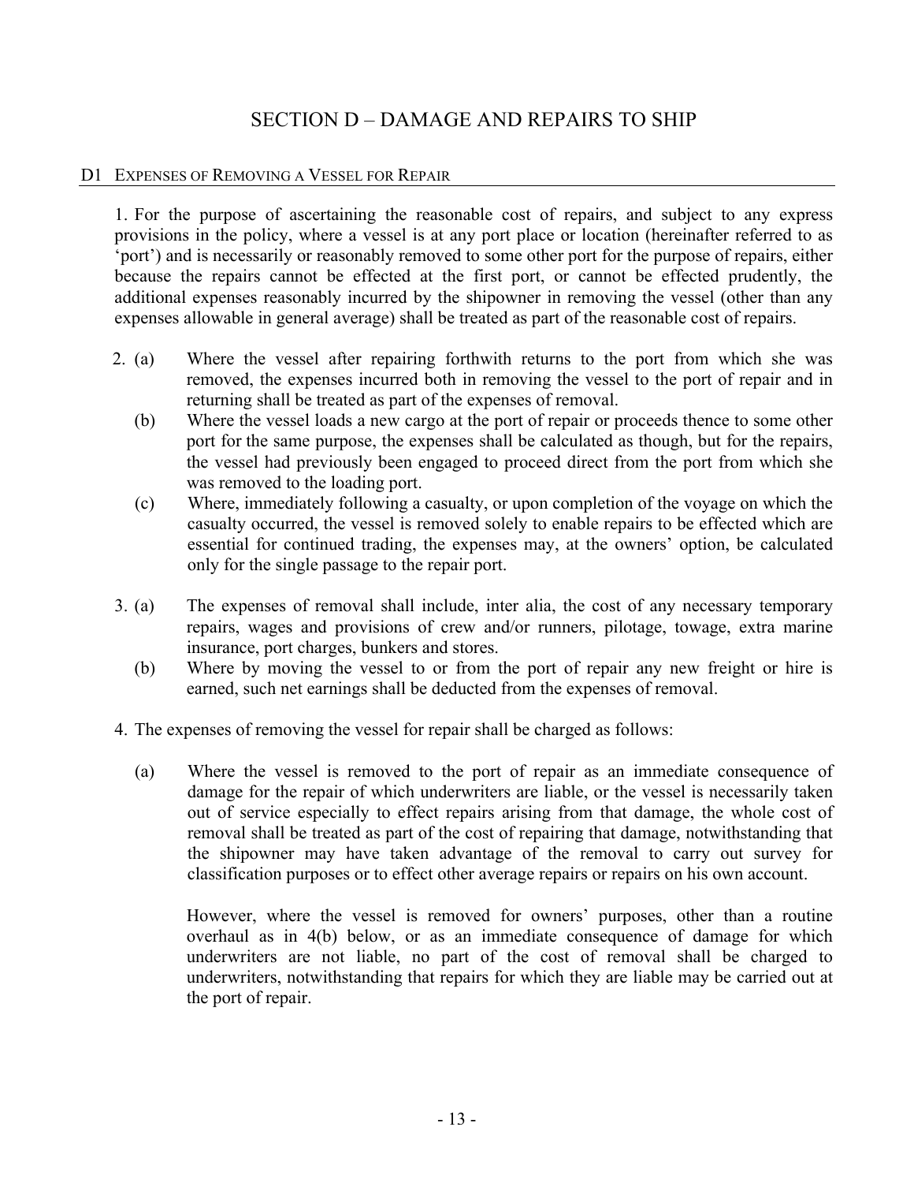# SECTION D – DAMAGE AND REPAIRS TO SHIP

## D1 EXPENSES OF REMOVING A VESSEL FOR REPAIR

1. For the purpose of ascertaining the reasonable cost of repairs, and subject to any express provisions in the policy, where a vessel is at any port place or location (hereinafter referred to as 'port') and is necessarily or reasonably removed to some other port for the purpose of repairs, either because the repairs cannot be effected at the first port, or cannot be effected prudently, the additional expenses reasonably incurred by the shipowner in removing the vessel (other than any expenses allowable in general average) shall be treated as part of the reasonable cost of repairs.

2. (a) Where the vessel after repairing forthwith returns to the port from which she was removed, the expenses incurred both in removing the vessel to the port of repair and in returning shall be treated as part of the expenses of removal.

   (b) Where the vessel loads a new cargo at the port of repair or proceeds thence to some other port for the same purpose, the expenses shall be calculated as though, but for the repairs, the vessel had previously been engaged to proceed direct from the port from which she was removed to the loading port.

   (c) Where, immediately following a casualty, or upon completion of the voyage on which the casualty occurred, the vessel is removed solely to enable repairs to be effected which are essential for continued trading, the expenses may, at the owners' option, be calculated only for the single passage to the repair port.

3. (a) The expenses of removal shall include, inter alia, the cost of any necessary temporary repairs, wages and provisions of crew and/or runners, pilotage, towage, extra marine insurance, port charges, bunkers and stores.

   (b) Where by moving the vessel to or from the port of repair any new freight or hire is earned, such net earnings shall be deducted from the expenses of removal.

4. The expenses of removing the vessel for repair shall be charged as follows:

   (a) Where the vessel is removed to the port of repair as an immediate consequence of damage for the repair of which underwriters are liable, or the vessel is necessarily taken out of service especially to effect repairs arising from that damage, the whole cost of removal shall be treated as part of the cost of repairing that damage, notwithstanding that the shipowner may have taken advantage of the removal to carry out survey for classification purposes or to effect other average repairs or repairs on his own account.

   However, where the vessel is removed for owners' purposes, other than a routine overhaul as in 4(b) below, or as an immediate consequence of damage for which underwriters are not liable, no part of the cost of removal shall be charged to underwriters, notwithstanding that repairs for which they are liable may be carried out at the port of repair.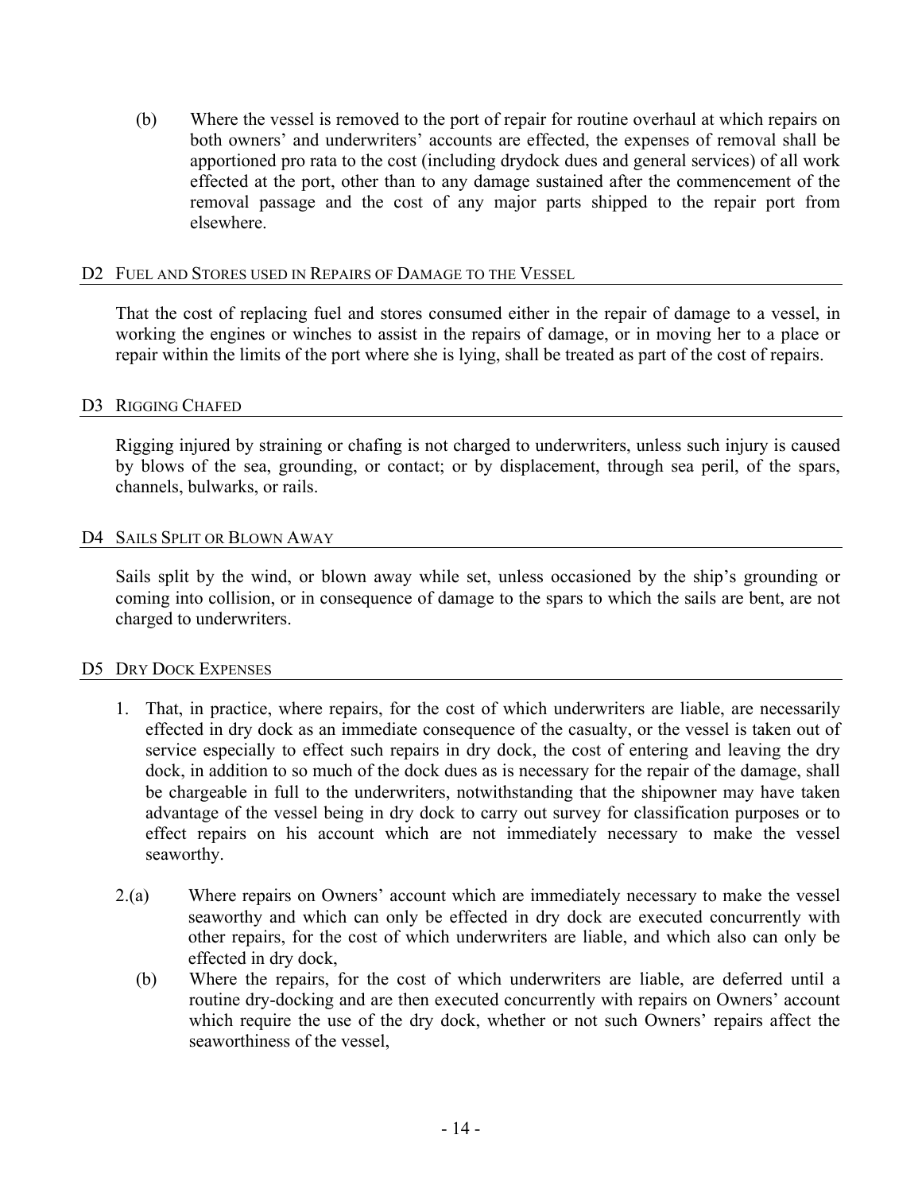(b) Where the vessel is removed to the port of repair for routine overhaul at which repairs on both owners' and underwriters' accounts are effected, the expenses of removal shall be apportioned pro rata to the cost (including drydock dues and general services) of all work effected at the port, other than to any damage sustained after the commencement of the removal passage and the cost of any major parts shipped to the repair port from elsewhere.

## D2 Fuel and Stores used in Repairs of Damage to the Vessel

That the cost of replacing fuel and stores consumed either in the repair of damage to a vessel, in working the engines or winches to assist in the repairs of damage, or in moving her to a place or repair within the limits of the port where she is lying, shall be treated as part of the cost of repairs.

## D3 Rigging Chafed

Rigging injured by straining or chafing is not charged to underwriters, unless such injury is caused by blows of the sea, grounding, or contact; or by displacement, through sea peril, of the spars, channels, bulwarks, or rails.

## D4 Sails Split or Blown Away

Sails split by the wind, or blown away while set, unless occasioned by the ship's grounding or coming into collision, or in consequence of damage to the spars to which the sails are bent, are not charged to underwriters.

## D5 Dry Dock Expenses

1. That, in practice, where repairs, for the cost of which underwriters are liable, are necessarily effected in dry dock as an immediate consequence of the casualty, or the vessel is taken out of service especially to effect such repairs in dry dock, the cost of entering and leaving the dry dock, in addition to so much of the dock dues as is necessary for the repair of the damage, shall be chargeable in full to the underwriters, notwithstanding that the shipowner may have taken advantage of the vessel being in dry dock to carry out survey for classification purposes or to effect repairs on his account which are not immediately necessary to make the vessel seaworthy.

2.(a) Where repairs on Owners' account which are immediately necessary to make the vessel seaworthy and which can only be effected in dry dock are executed concurrently with other repairs, for the cost of which underwriters are liable, and which also can only be effected in dry dock,

(b) Where the repairs, for the cost of which underwriters are liable, are deferred until a routine dry-docking and are then executed concurrently with repairs on Owners' account which require the use of the dry dock, whether or not such Owners' repairs affect the seaworthiness of the vessel,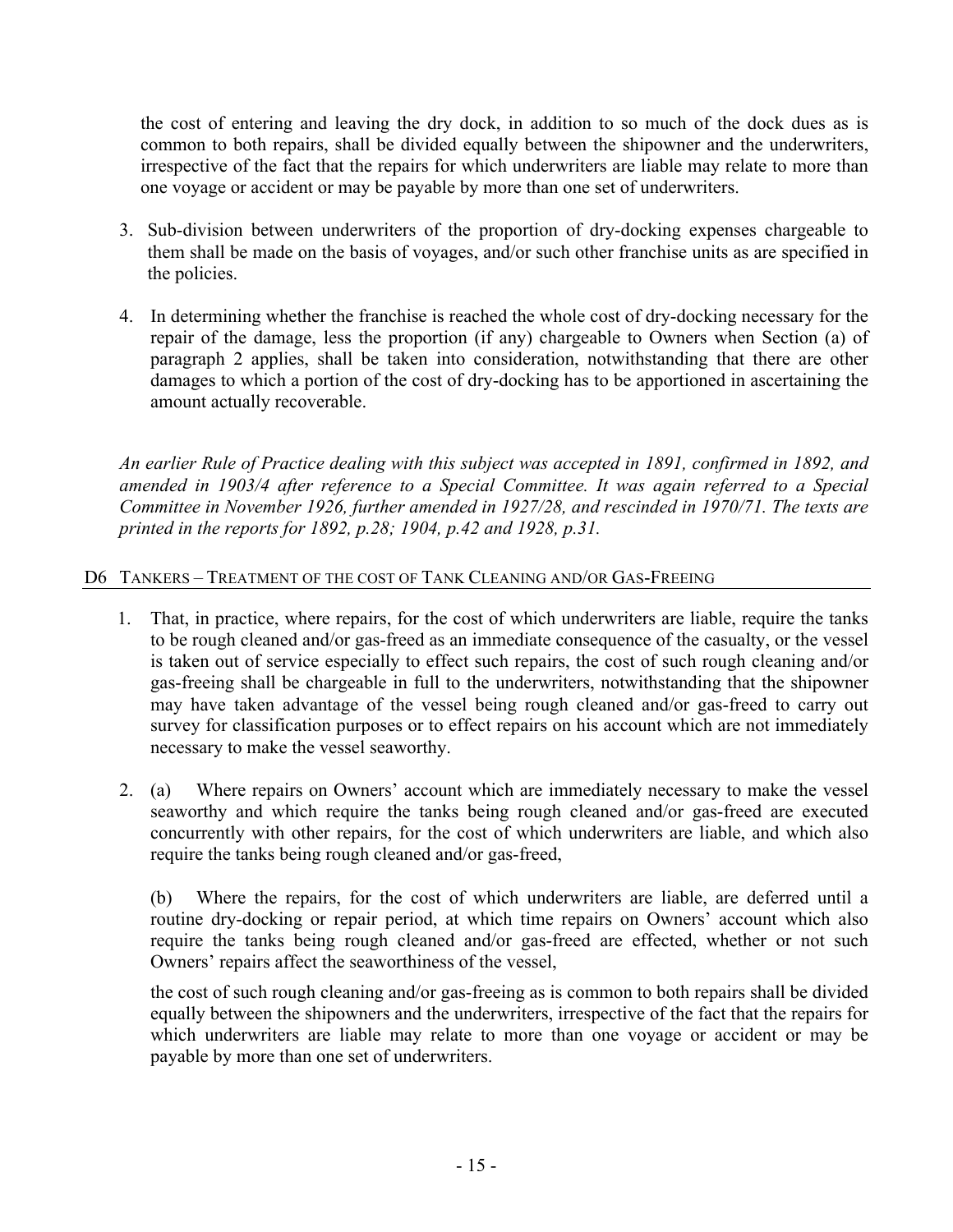the cost of entering and leaving the dry dock, in addition to so much of the dock dues as is common to both repairs, shall be divided equally between the shipowner and the underwriters, irrespective of the fact that the repairs for which underwriters are liable may relate to more than one voyage or accident or may be payable by more than one set of underwriters.

3. Sub-division between underwriters of the proportion of dry-docking expenses chargeable to them shall be made on the basis of voyages, and/or such other franchise units as are specified in the policies.

4. In determining whether the franchise is reached the whole cost of dry-docking necessary for the repair of the damage, less the proportion (if any) chargeable to Owners when Section (a) of paragraph 2 applies, shall be taken into consideration, notwithstanding that there are other damages to which a portion of the cost of dry-docking has to be apportioned in ascertaining the amount actually recoverable.

*An earlier Rule of Practice dealing with this subject was accepted in 1891, confirmed in 1892, and amended in 1903/4 after reference to a Special Committee. It was again referred to a Special Committee in November 1926, further amended in 1927/28, and rescinded in 1970/71. The texts are printed in the reports for 1892, p.28; 1904, p.42 and 1928, p.31.*

## D6 Tankers – Treatment of the cost of Tank Cleaning and/or Gas-Freeing

1. That, in practice, where repairs, for the cost of which underwriters are liable, require the tanks to be rough cleaned and/or gas-freed as an immediate consequence of the casualty, or the vessel is taken out of service especially to effect such repairs, the cost of such rough cleaning and/or gas-freeing shall be chargeable in full to the underwriters, notwithstanding that the shipowner may have taken advantage of the vessel being rough cleaned and/or gas-freed to carry out survey for classification purposes or to effect repairs on his account which are not immediately necessary to make the vessel seaworthy.

2. (a) Where repairs on Owners' account which are immediately necessary to make the vessel seaworthy and which require the tanks being rough cleaned and/or gas-freed are executed concurrently with other repairs, for the cost of which underwriters are liable, and which also require the tanks being rough cleaned and/or gas-freed,

   (b) Where the repairs, for the cost of which underwriters are liable, are deferred until a routine dry-docking or repair period, at which time repairs on Owners' account which also require the tanks being rough cleaned and/or gas-freed are effected, whether or not such Owners' repairs affect the seaworthiness of the vessel,

   the cost of such rough cleaning and/or gas-freeing as is common to both repairs shall be divided equally between the shipowners and the underwriters, irrespective of the fact that the repairs for which underwriters are liable may relate to more than one voyage or accident or may be payable by more than one set of underwriters.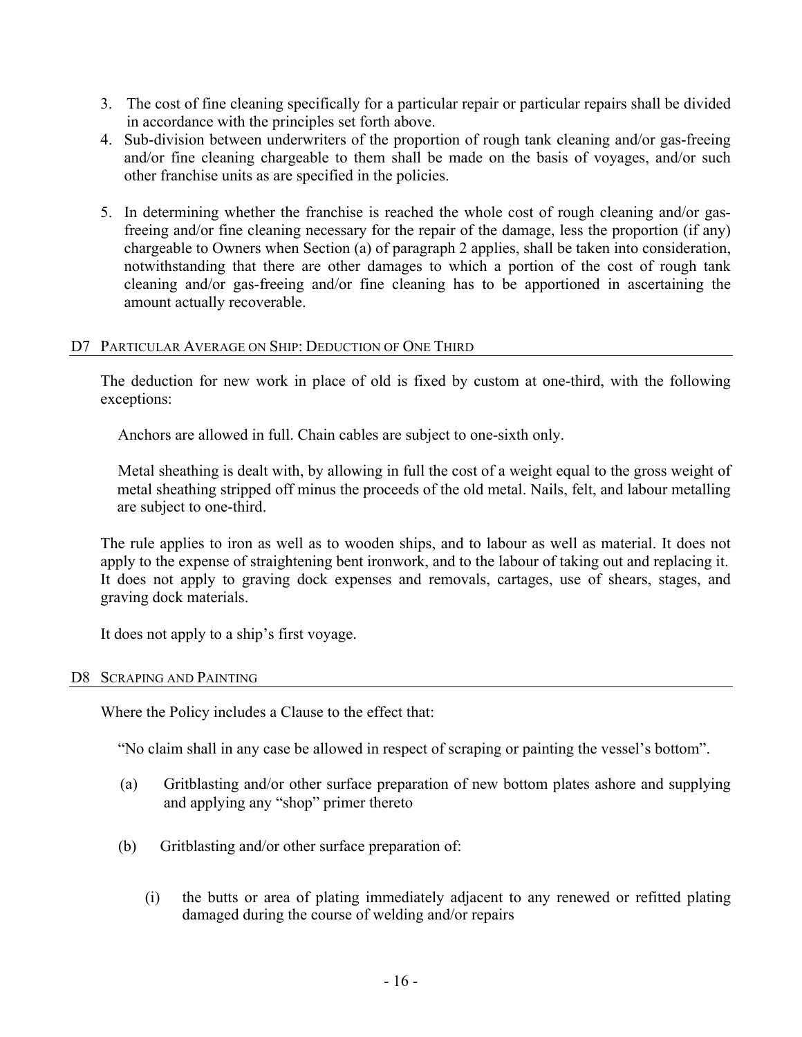3. The cost of fine cleaning specifically for a particular repair or particular repairs shall be divided in accordance with the principles set forth above.
4. Sub-division between underwriters of the proportion of rough tank cleaning and/or gas-freeing and/or fine cleaning chargeable to them shall be made on the basis of voyages, and/or such other franchise units as are specified in the policies.
5. In determining whether the franchise is reached the whole cost of rough cleaning and/or gas-freeing and/or fine cleaning necessary for the repair of the damage, less the proportion (if any) chargeable to Owners when Section (a) of paragraph 2 applies, shall be taken into consideration, notwithstanding that there are other damages to which a portion of the cost of rough tank cleaning and/or gas-freeing and/or fine cleaning has to be apportioned in ascertaining the amount actually recoverable.

## D7 Particular Average on Ship: Deduction of One Third

The deduction for new work in place of old is fixed by custom at one-third, with the following exceptions:

Anchors are allowed in full. Chain cables are subject to one-sixth only.

Metal sheathing is dealt with, by allowing in full the cost of a weight equal to the gross weight of metal sheathing stripped off minus the proceeds of the old metal. Nails, felt, and labour metalling are subject to one-third.

The rule applies to iron as well as to wooden ships, and to labour as well as material. It does not apply to the expense of straightening bent ironwork, and to the labour of taking out and replacing it. It does not apply to graving dock expenses and removals, cartages, use of shears, stages, and graving dock materials.

It does not apply to a ship's first voyage.

## D8 Scraping and Painting

Where the Policy includes a Clause to the effect that:

"No claim shall in any case be allowed in respect of scraping or painting the vessel's bottom".

(a) Gritblasting and/or other surface preparation of new bottom plates ashore and supplying and applying any "shop" primer thereto

(b) Gritblasting and/or other surface preparation of:

(i) the butts or area of plating immediately adjacent to any renewed or refitted plating damaged during the course of welding and/or repairs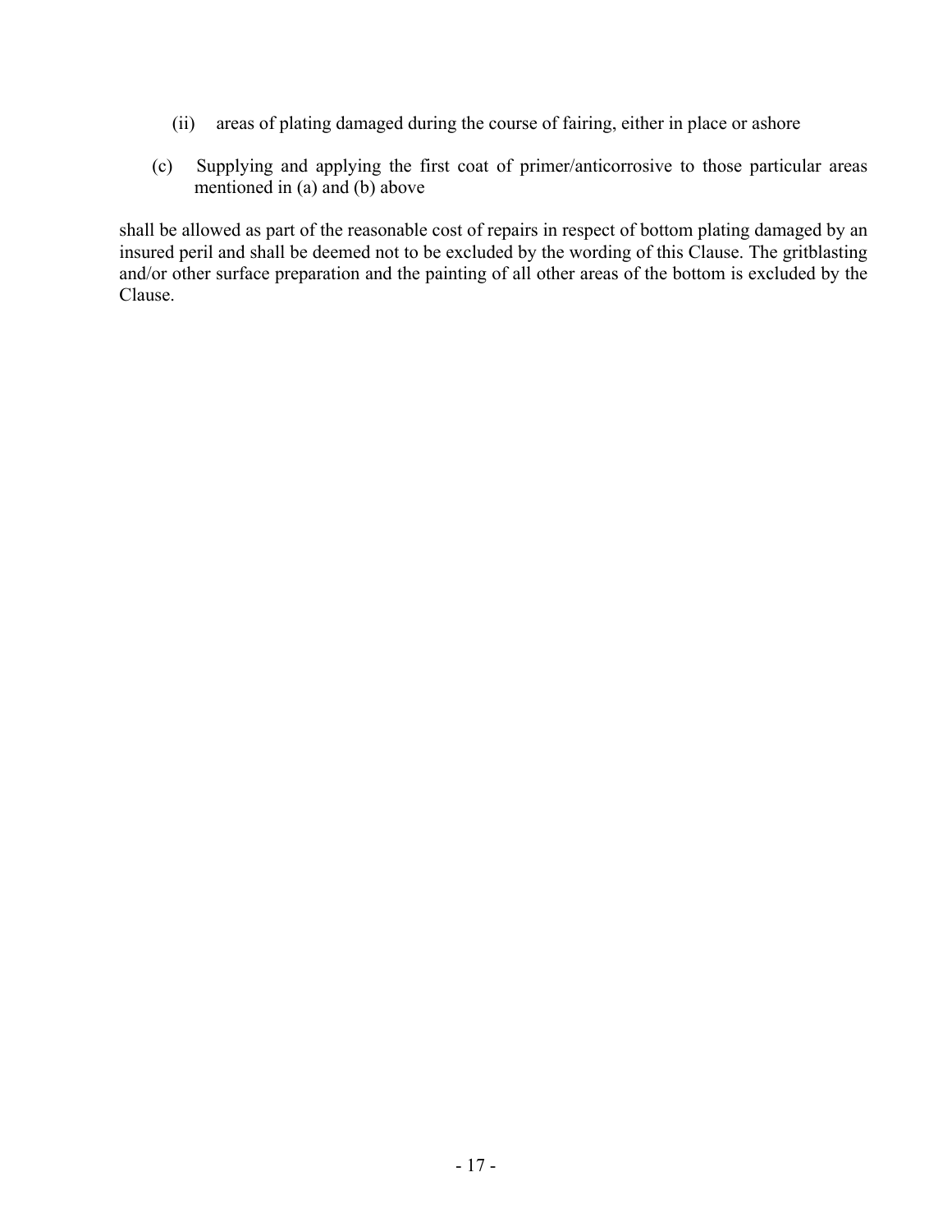(ii) areas of plating damaged during the course of fairing, either in place or ashore

(c) Supplying and applying the first coat of primer/anticorrosive to those particular areas mentioned in (a) and (b) above

shall be allowed as part of the reasonable cost of repairs in respect of bottom plating damaged by an insured peril and shall be deemed not to be excluded by the wording of this Clause. The gritblasting and/or other surface preparation and the painting of all other areas of the bottom is excluded by the Clause.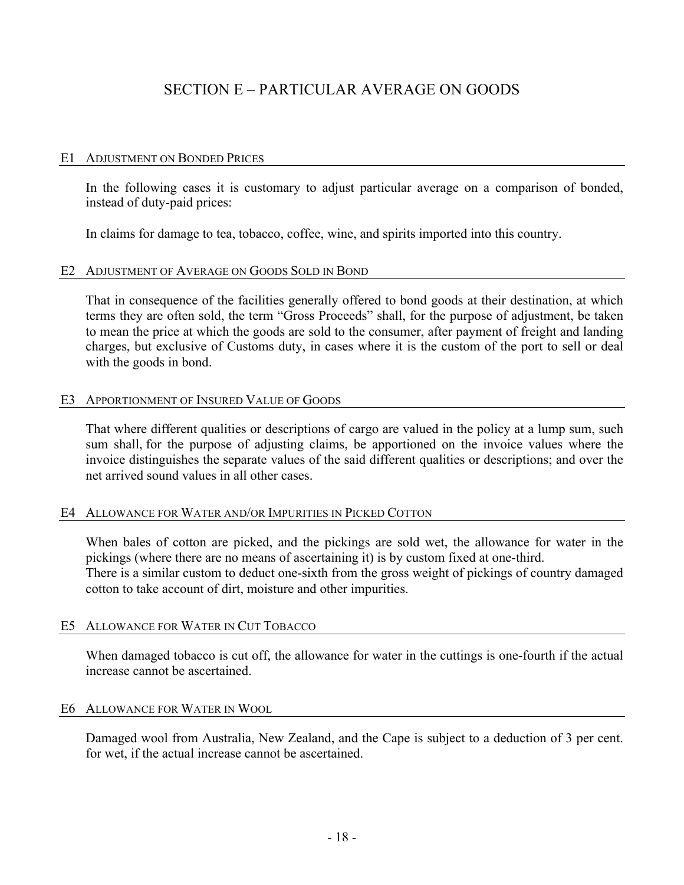# SECTION E – PARTICULAR AVERAGE ON GOODS

## E1 ADJUSTMENT ON BONDED PRICES

In the following cases it is customary to adjust particular average on a comparison of bonded, instead of duty-paid prices:

In claims for damage to tea, tobacco, coffee, wine, and spirits imported into this country.

## E2 ADJUSTMENT OF AVERAGE ON GOODS SOLD IN BOND

That in consequence of the facilities generally offered to bond goods at their destination, at which terms they are often sold, the term "Gross Proceeds" shall, for the purpose of adjustment, be taken to mean the price at which the goods are sold to the consumer, after payment of freight and landing charges, but exclusive of Customs duty, in cases where it is the custom of the port to sell or deal with the goods in bond.

## E3 APPORTIONMENT OF INSURED VALUE OF GOODS

That where different qualities or descriptions of cargo are valued in the policy at a lump sum, such sum shall, for the purpose of adjusting claims, be apportioned on the invoice values where the invoice distinguishes the separate values of the said different qualities or descriptions; and over the net arrived sound values in all other cases.

## E4 ALLOWANCE FOR WATER AND/OR IMPURITIES IN PICKED COTTON

When bales of cotton are picked, and the pickings are sold wet, the allowance for water in the pickings (where there are no means of ascertaining it) is by custom fixed at one-third.
There is a similar custom to deduct one-sixth from the gross weight of pickings of country damaged cotton to take account of dirt, moisture and other impurities.

## E5 ALLOWANCE FOR WATER IN CUT TOBACCO

When damaged tobacco is cut off, the allowance for water in the cuttings is one-fourth if the actual increase cannot be ascertained.

## E6 ALLOWANCE FOR WATER IN WOOL

Damaged wool from Australia, New Zealand, and the Cape is subject to a deduction of 3 per cent. for wet, if the actual increase cannot be ascertained.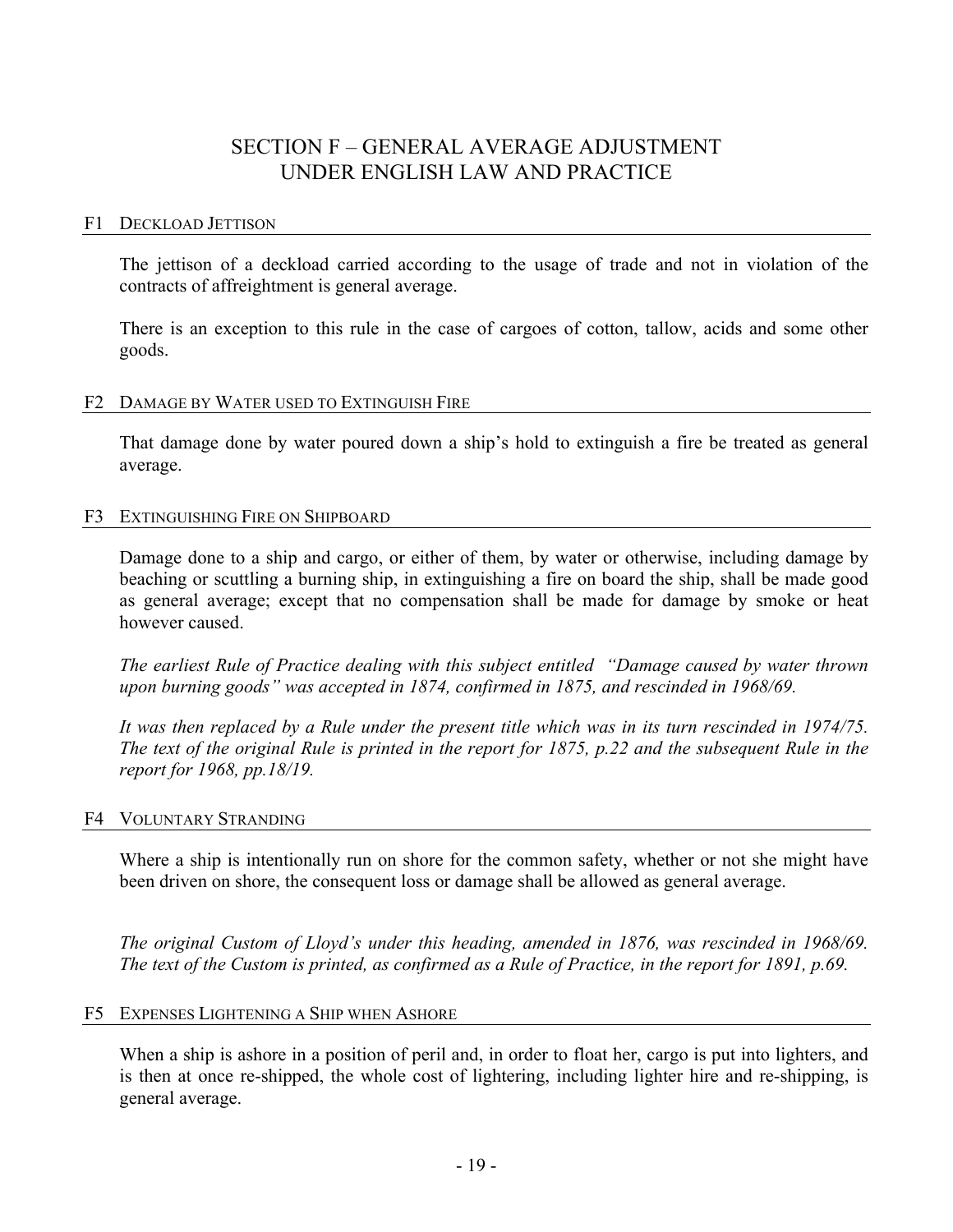# SECTION F – GENERAL AVERAGE ADJUSTMENT UNDER ENGLISH LAW AND PRACTICE

## F1 DECKLOAD JETTISON

The jettison of a deckload carried according to the usage of trade and not in violation of the contracts of affreightment is general average.

There is an exception to this rule in the case of cargoes of cotton, tallow, acids and some other goods.

## F2 DAMAGE BY WATER USED TO EXTINGUISH FIRE

That damage done by water poured down a ship's hold to extinguish a fire be treated as general average.

## F3 EXTINGUISHING FIRE ON SHIPBOARD

Damage done to a ship and cargo, or either of them, by water or otherwise, including damage by beaching or scuttling a burning ship, in extinguishing a fire on board the ship, shall be made good as general average; except that no compensation shall be made for damage by smoke or heat however caused.

*The earliest Rule of Practice dealing with this subject entitled "Damage caused by water thrown upon burning goods" was accepted in 1874, confirmed in 1875, and rescinded in 1968/69.*

*It was then replaced by a Rule under the present title which was in its turn rescinded in 1974/75. The text of the original Rule is printed in the report for 1875, p.22 and the subsequent Rule in the report for 1968, pp.18/19.*

## F4 VOLUNTARY STRANDING

Where a ship is intentionally run on shore for the common safety, whether or not she might have been driven on shore, the consequent loss or damage shall be allowed as general average.

*The original Custom of Lloyd's under this heading, amended in 1876, was rescinded in 1968/69. The text of the Custom is printed, as confirmed as a Rule of Practice, in the report for 1891, p.69.*

## F5 EXPENSES LIGHTENING A SHIP WHEN ASHORE

When a ship is ashore in a position of peril and, in order to float her, cargo is put into lighters, and is then at once re-shipped, the whole cost of lightering, including lighter hire and re-shipping, is general average.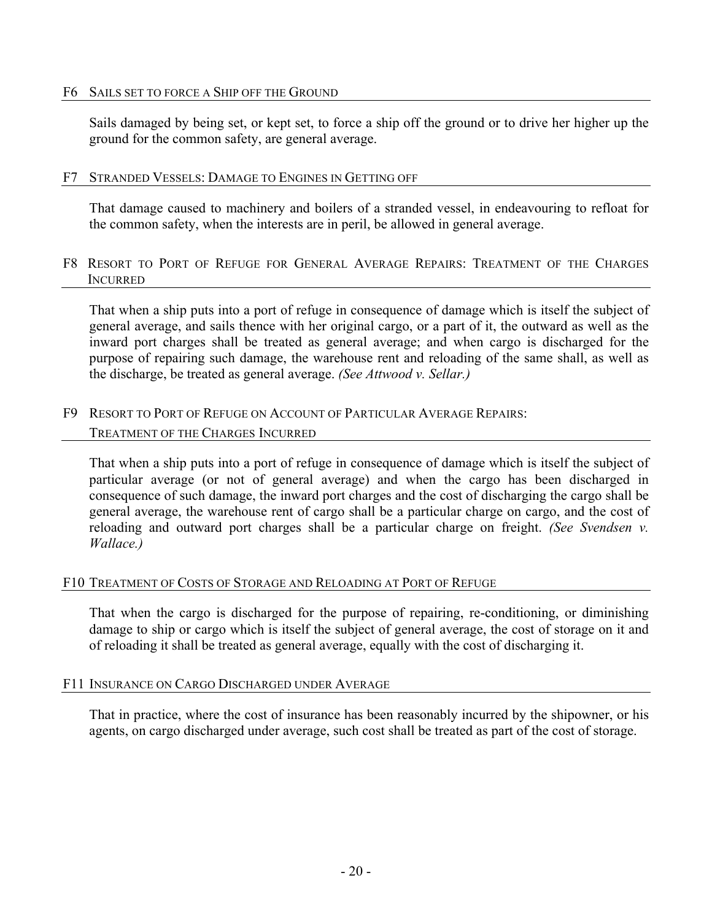### F6 Sails set to force a Ship off the Ground

Sails damaged by being set, or kept set, to force a ship off the ground or to drive her higher up the ground for the common safety, are general average.

### F7 Stranded Vessels: Damage to Engines in Getting off

That damage caused to machinery and boilers of a stranded vessel, in endeavouring to refloat for the common safety, when the interests are in peril, be allowed in general average.

### F8 Resort to Port of Refuge for General Average Repairs: Treatment of the Charges Incurred

That when a ship puts into a port of refuge in consequence of damage which is itself the subject of general average, and sails thence with her original cargo, or a part of it, the outward as well as the inward port charges shall be treated as general average; and when cargo is discharged for the purpose of repairing such damage, the warehouse rent and reloading of the same shall, as well as the discharge, be treated as general average. *(See Attwood v. Sellar.)*

### F9 Resort to Port of Refuge on Account of Particular Average Repairs: Treatment of the Charges Incurred

That when a ship puts into a port of refuge in consequence of damage which is itself the subject of particular average (or not of general average) and when the cargo has been discharged in consequence of such damage, the inward port charges and the cost of discharging the cargo shall be general average, the warehouse rent of cargo shall be a particular charge on cargo, and the cost of reloading and outward port charges shall be a particular charge on freight. *(See Svendsen v. Wallace.)*

### F10 Treatment of Costs of Storage and Reloading at Port of Refuge

That when the cargo is discharged for the purpose of repairing, re-conditioning, or diminishing damage to ship or cargo which is itself the subject of general average, the cost of storage on it and of reloading it shall be treated as general average, equally with the cost of discharging it.

### F11 Insurance on Cargo Discharged under Average

That in practice, where the cost of insurance has been reasonably incurred by the shipowner, or his agents, on cargo discharged under average, such cost shall be treated as part of the cost of storage.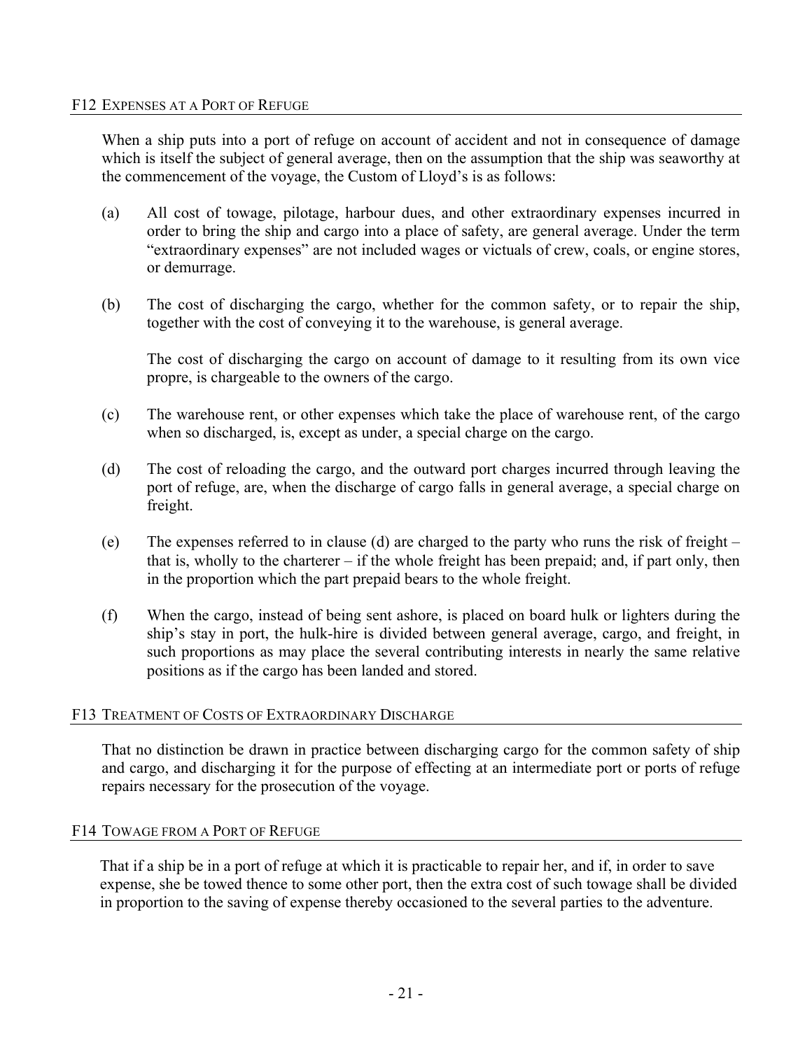## F12 Expenses at a Port of Refuge

When a ship puts into a port of refuge on account of accident and not in consequence of damage which is itself the subject of general average, then on the assumption that the ship was seaworthy at the commencement of the voyage, the Custom of Lloyd's is as follows:

(a) All cost of towage, pilotage, harbour dues, and other extraordinary expenses incurred in order to bring the ship and cargo into a place of safety, are general average. Under the term "extraordinary expenses" are not included wages or victuals of crew, coals, or engine stores, or demurrage.

(b) The cost of discharging the cargo, whether for the common safety, or to repair the ship, together with the cost of conveying it to the warehouse, is general average.

The cost of discharging the cargo on account of damage to it resulting from its own vice propre, is chargeable to the owners of the cargo.

(c) The warehouse rent, or other expenses which take the place of warehouse rent, of the cargo when so discharged, is, except as under, a special charge on the cargo.

(d) The cost of reloading the cargo, and the outward port charges incurred through leaving the port of refuge, are, when the discharge of cargo falls in general average, a special charge on freight.

(e) The expenses referred to in clause (d) are charged to the party who runs the risk of freight – that is, wholly to the charterer – if the whole freight has been prepaid; and, if part only, then in the proportion which the part prepaid bears to the whole freight.

(f) When the cargo, instead of being sent ashore, is placed on board hulk or lighters during the ship's stay in port, the hulk-hire is divided between general average, cargo, and freight, in such proportions as may place the several contributing interests in nearly the same relative positions as if the cargo has been landed and stored.

## F13 Treatment of Costs of Extraordinary Discharge

That no distinction be drawn in practice between discharging cargo for the common safety of ship and cargo, and discharging it for the purpose of effecting at an intermediate port or ports of refuge repairs necessary for the prosecution of the voyage.

## F14 Towage from a Port of Refuge

That if a ship be in a port of refuge at which it is practicable to repair her, and if, in order to save expense, she be towed thence to some other port, then the extra cost of such towage shall be divided in proportion to the saving of expense thereby occasioned to the several parties to the adventure.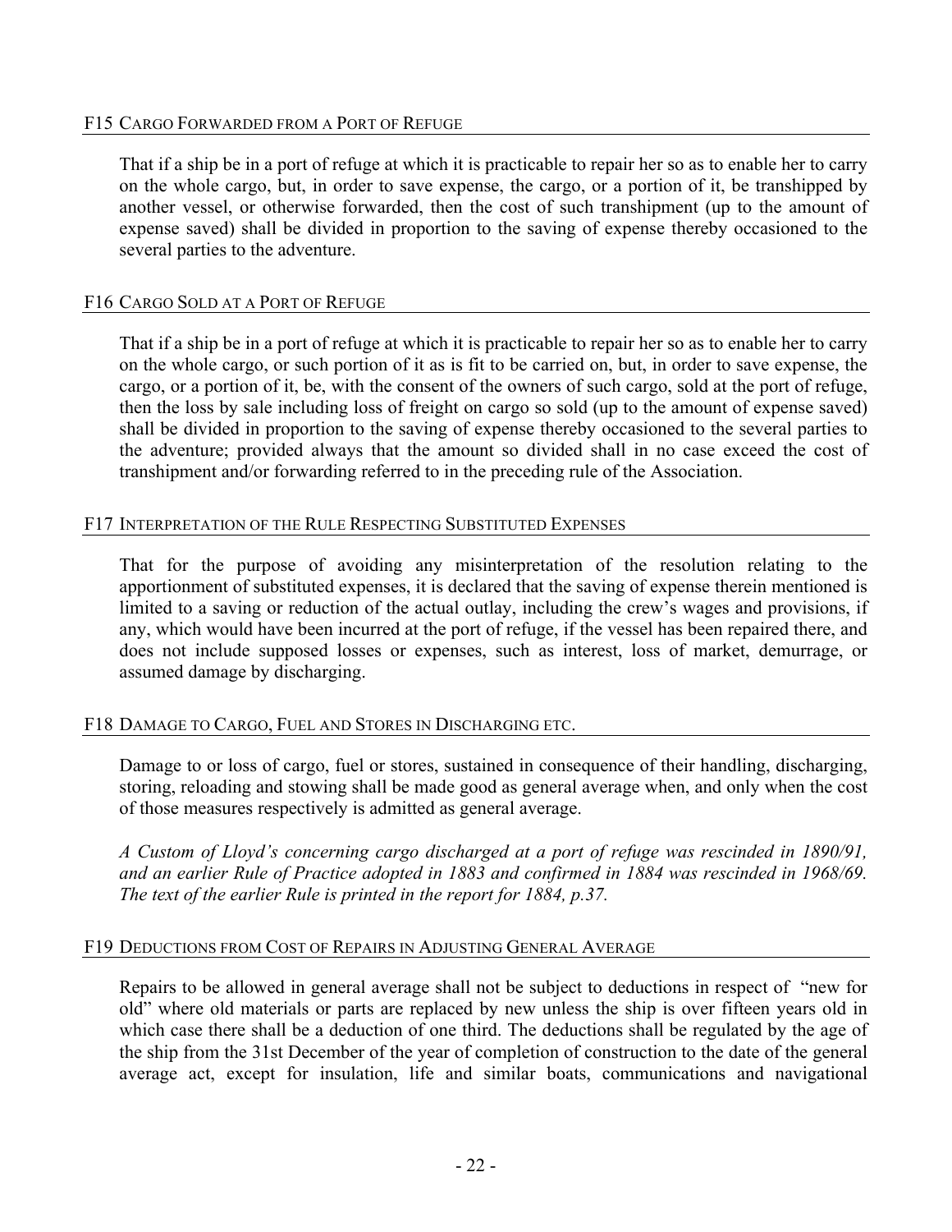## F15 Cargo Forwarded from a Port of Refuge

That if a ship be in a port of refuge at which it is practicable to repair her so as to enable her to carry on the whole cargo, but, in order to save expense, the cargo, or a portion of it, be transhipped by another vessel, or otherwise forwarded, then the cost of such transhipment (up to the amount of expense saved) shall be divided in proportion to the saving of expense thereby occasioned to the several parties to the adventure.

## F16 Cargo Sold at a Port of Refuge

That if a ship be in a port of refuge at which it is practicable to repair her so as to enable her to carry on the whole cargo, or such portion of it as is fit to be carried on, but, in order to save expense, the cargo, or a portion of it, be, with the consent of the owners of such cargo, sold at the port of refuge, then the loss by sale including loss of freight on cargo so sold (up to the amount of expense saved) shall be divided in proportion to the saving of expense thereby occasioned to the several parties to the adventure; provided always that the amount so divided shall in no case exceed the cost of transhipment and/or forwarding referred to in the preceding rule of the Association.

## F17 Interpretation of the Rule Respecting Substituted Expenses

That for the purpose of avoiding any misinterpretation of the resolution relating to the apportionment of substituted expenses, it is declared that the saving of expense therein mentioned is limited to a saving or reduction of the actual outlay, including the crew's wages and provisions, if any, which would have been incurred at the port of refuge, if the vessel has been repaired there, and does not include supposed losses or expenses, such as interest, loss of market, demurrage, or assumed damage by discharging.

## F18 Damage to Cargo, Fuel and Stores in Discharging etc.

Damage to or loss of cargo, fuel or stores, sustained in consequence of their handling, discharging, storing, reloading and stowing shall be made good as general average when, and only when the cost of those measures respectively is admitted as general average.

*A Custom of Lloyd's concerning cargo discharged at a port of refuge was rescinded in 1890/91, and an earlier Rule of Practice adopted in 1883 and confirmed in 1884 was rescinded in 1968/69. The text of the earlier Rule is printed in the report for 1884, p.37.*

## F19 Deductions from Cost of Repairs in Adjusting General Average

Repairs to be allowed in general average shall not be subject to deductions in respect of "new for old" where old materials or parts are replaced by new unless the ship is over fifteen years old in which case there shall be a deduction of one third. The deductions shall be regulated by the age of the ship from the 31st December of the year of completion of construction to the date of the general average act, except for insulation, life and similar boats, communications and navigational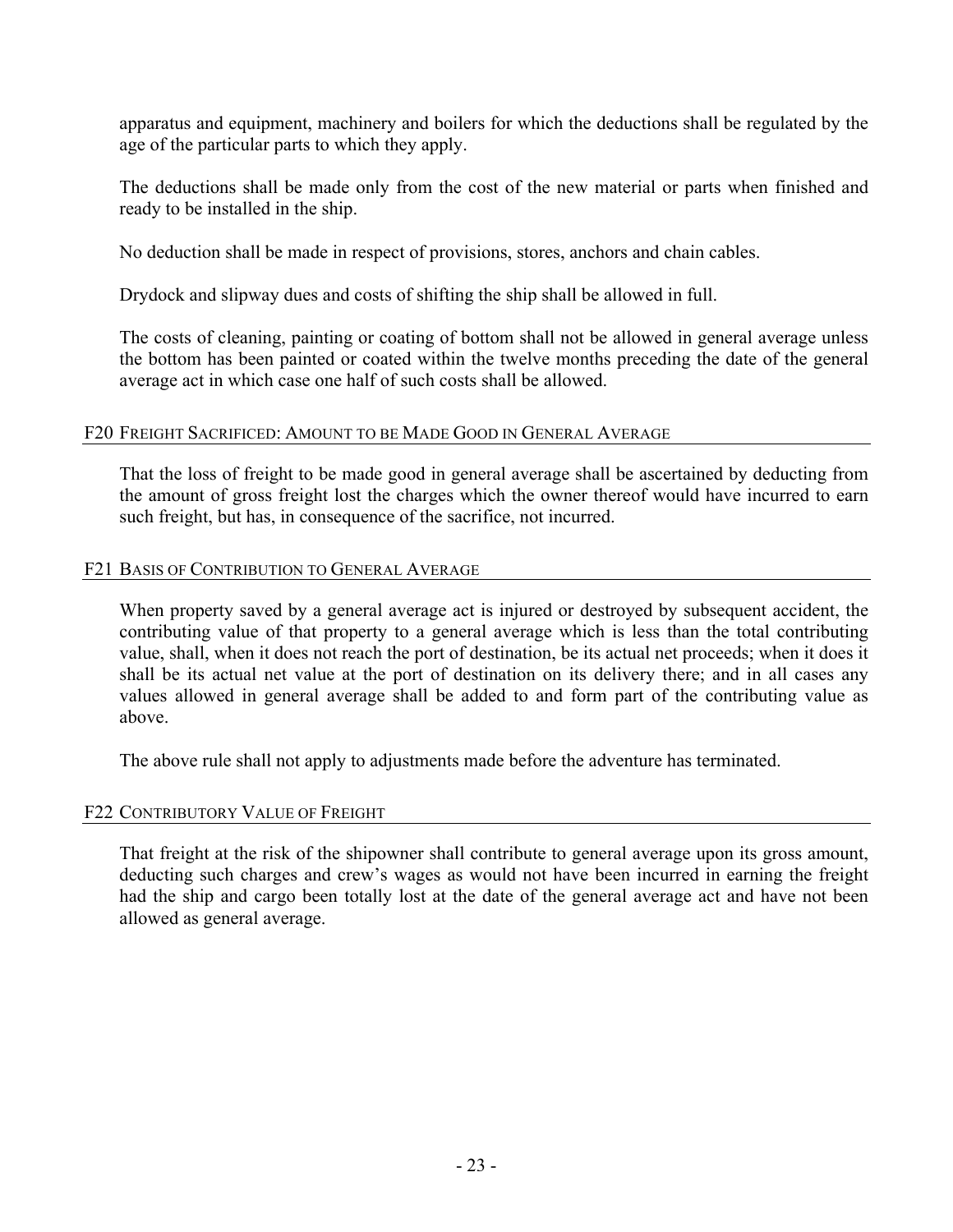apparatus and equipment, machinery and boilers for which the deductions shall be regulated by the age of the particular parts to which they apply.

The deductions shall be made only from the cost of the new material or parts when finished and ready to be installed in the ship.

No deduction shall be made in respect of provisions, stores, anchors and chain cables.

Drydock and slipway dues and costs of shifting the ship shall be allowed in full.

The costs of cleaning, painting or coating of bottom shall not be allowed in general average unless the bottom has been painted or coated within the twelve months preceding the date of the general average act in which case one half of such costs shall be allowed.

### F20 Freight Sacrificed: Amount to be Made Good in General Average

That the loss of freight to be made good in general average shall be ascertained by deducting from the amount of gross freight lost the charges which the owner thereof would have incurred to earn such freight, but has, in consequence of the sacrifice, not incurred.

### F21 Basis of Contribution to General Average

When property saved by a general average act is injured or destroyed by subsequent accident, the contributing value of that property to a general average which is less than the total contributing value, shall, when it does not reach the port of destination, be its actual net proceeds; when it does it shall be its actual net value at the port of destination on its delivery there; and in all cases any values allowed in general average shall be added to and form part of the contributing value as above.

The above rule shall not apply to adjustments made before the adventure has terminated.

### F22 Contributory Value of Freight

That freight at the risk of the shipowner shall contribute to general average upon its gross amount, deducting such charges and crew's wages as would not have been incurred in earning the freight had the ship and cargo been totally lost at the date of the general average act and have not been allowed as general average.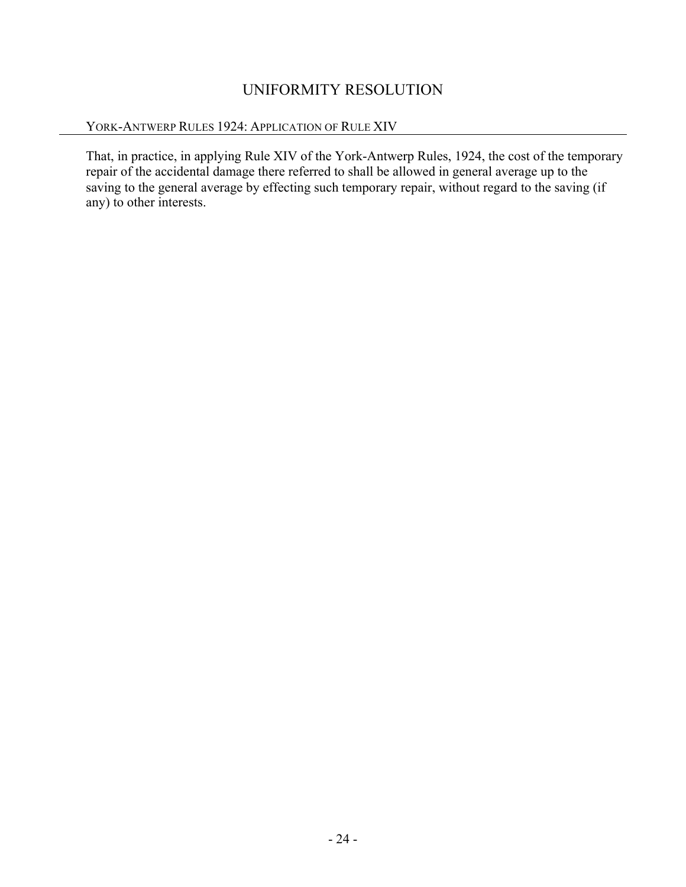# UNIFORMITY RESOLUTION

## YORK-ANTWERP RULES 1924: APPLICATION OF RULE XIV

That, in practice, in applying Rule XIV of the York-Antwerp Rules, 1924, the cost of the temporary repair of the accidental damage there referred to shall be allowed in general average up to the saving to the general average by effecting such temporary repair, without regard to the saving (if any) to other interests.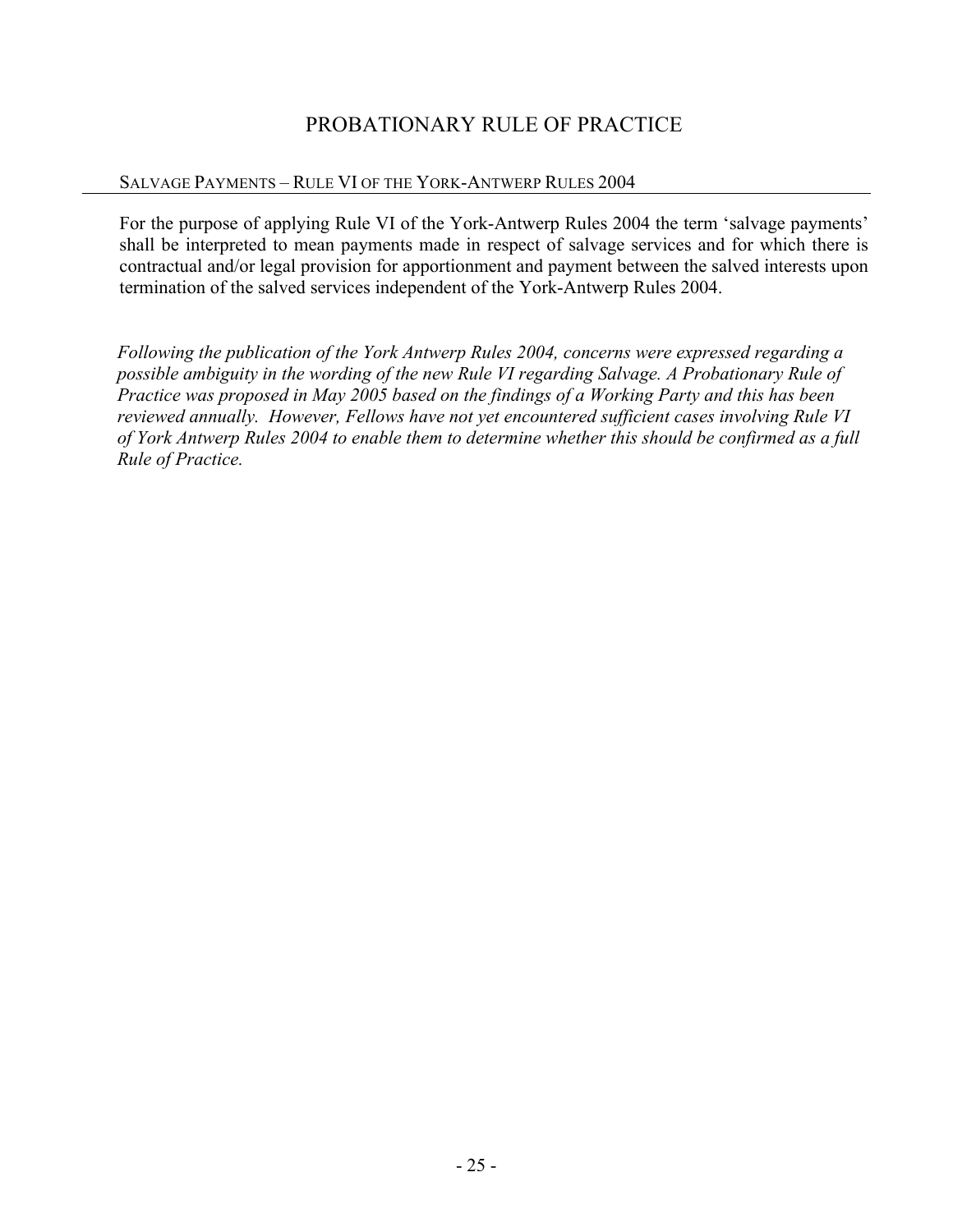# PROBATIONARY RULE OF PRACTICE

## SALVAGE PAYMENTS – RULE VI OF THE YORK-ANTWERP RULES 2004

For the purpose of applying Rule VI of the York-Antwerp Rules 2004 the term 'salvage payments' shall be interpreted to mean payments made in respect of salvage services and for which there is contractual and/or legal provision for apportionment and payment between the salved interests upon termination of the salved services independent of the York-Antwerp Rules 2004.

*Following the publication of the York Antwerp Rules 2004, concerns were expressed regarding a possible ambiguity in the wording of the new Rule VI regarding Salvage. A Probationary Rule of Practice was proposed in May 2005 based on the findings of a Working Party and this has been reviewed annually. However, Fellows have not yet encountered sufficient cases involving Rule VI of York Antwerp Rules 2004 to enable them to determine whether this should be confirmed as a full Rule of Practice.*